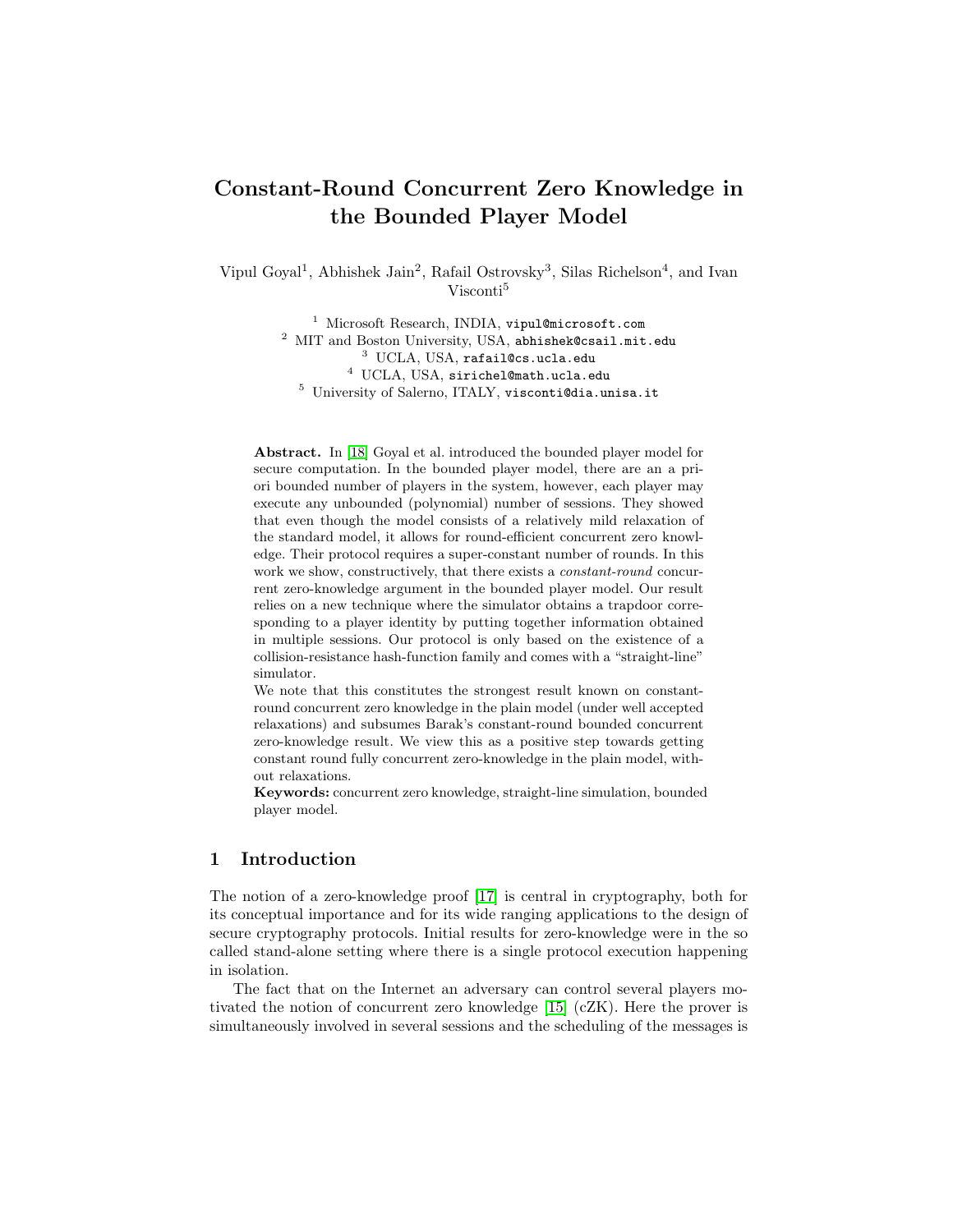# Constant-Round Concurrent Zero Knowledge in the Bounded Player Model

Vipul Goyal[1], Abhishek Jain[2], Rafail Ostrovsky[3], Silas Richelson[4], and Ivan Visconti[5]

[1] Microsoft Research, INDIA, vipul@microsoft.com
[2] MIT and Boston University, USA, abhishek@csail.mit.edu
[3] UCLA, USA, rafail@cs.ucla.edu
[4] UCLA, USA, sirichel@math.ucla.edu
[5] University of Salerno, ITALY, visconti@dia.unisa.it

**Abstract.** In [18] Goyal et al. introduced the bounded player model for secure computation. In the bounded player model, there are an a priori bounded number of players in the system, however, each player may execute any unbounded (polynomial) number of sessions. They showed that even though the model consists of a relatively mild relaxation of the standard model, it allows for round-efficient concurrent zero knowledge. Their protocol requires a super-constant number of rounds. In this work we show, constructively, that there exists a *constant-round* concurrent zero-knowledge argument in the bounded player model. Our result relies on a new technique where the simulator obtains a trapdoor corresponding to a player identity by putting together information obtained in multiple sessions. Our protocol is only based on the existence of a collision-resistance hash-function family and comes with a "straight-line" simulator.

We note that this constitutes the strongest result known on constant-round concurrent zero knowledge in the plain model (under well accepted relaxations) and subsumes Barak's constant-round bounded concurrent zero-knowledge result. We view this as a positive step towards getting constant round fully concurrent zero-knowledge in the plain model, without relaxations.

**Keywords:** concurrent zero knowledge, straight-line simulation, bounded player model.

## 1 Introduction

The notion of a zero-knowledge proof [17] is central in cryptography, both for its conceptual importance and for its wide ranging applications to the design of secure cryptography protocols. Initial results for zero-knowledge were in the so called stand-alone setting where there is a single protocol execution happening in isolation.

The fact that on the Internet an adversary can control several players motivated the notion of concurrent zero knowledge [15] (cZK). Here the prover is simultaneously involved in several sessions and the scheduling of the messages is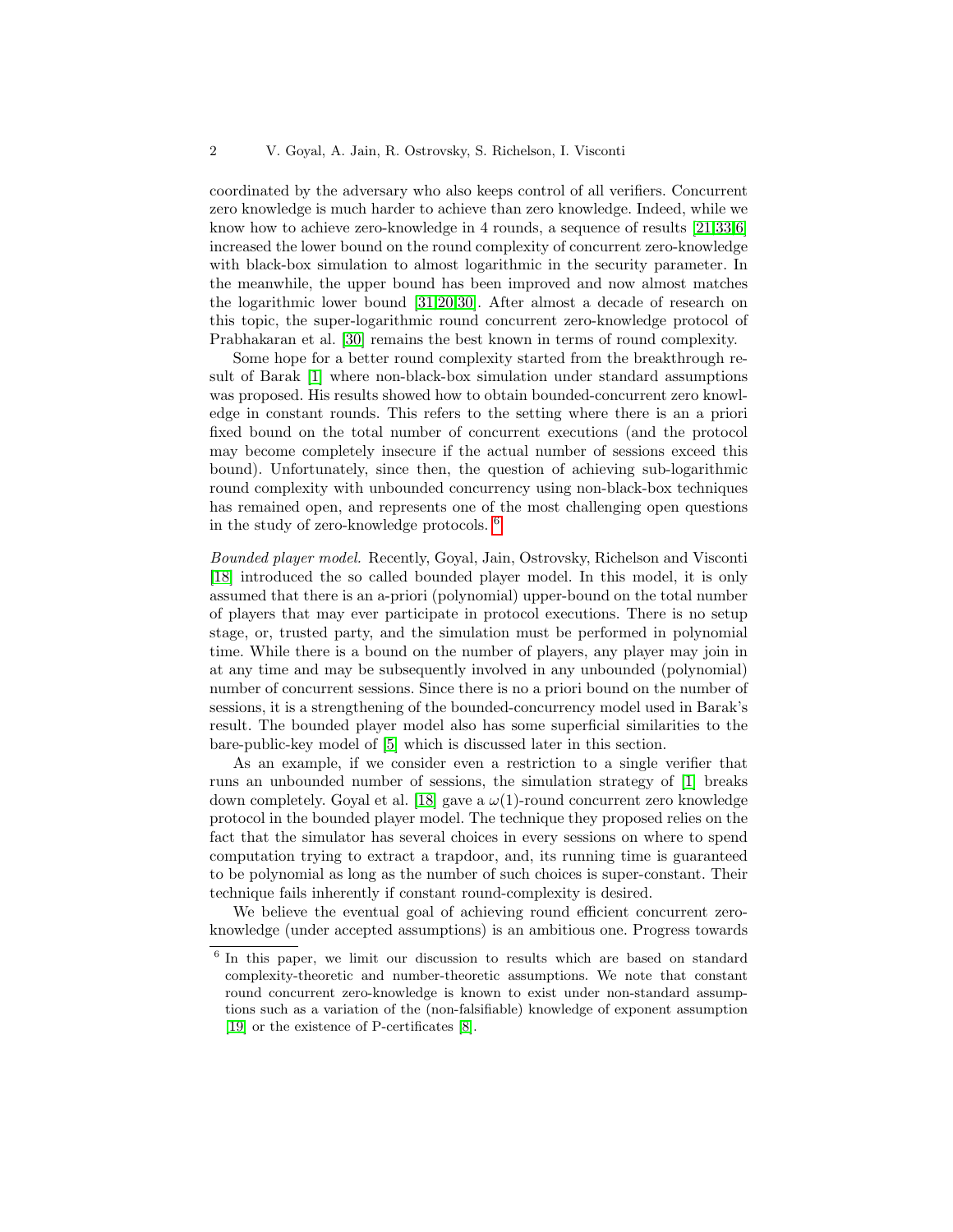coordinated by the adversary who also keeps control of all verifiers. Concurrent zero knowledge is much harder to achieve than zero knowledge. Indeed, while we know how to achieve zero-knowledge in 4 rounds, a sequence of results [21,33,6] increased the lower bound on the round complexity of concurrent zero-knowledge with black-box simulation to almost logarithmic in the security parameter. In the meanwhile, the upper bound has been improved and now almost matches the logarithmic lower bound [31,20,30]. After almost a decade of research on this topic, the super-logarithmic round concurrent zero-knowledge protocol of Prabhakaran et al. [30] remains the best known in terms of round complexity.

Some hope for a better round complexity started from the breakthrough result of Barak [1] where non-black-box simulation under standard assumptions was proposed. His results showed how to obtain bounded-concurrent zero knowledge in constant rounds. This refers to the setting where there is an a priori fixed bound on the total number of concurrent executions (and the protocol may become completely insecure if the actual number of sessions exceed this bound). Unfortunately, since then, the question of achieving sub-logarithmic round complexity with unbounded concurrency using non-black-box techniques has remained open, and represents one of the most challenging open questions in the study of zero-knowledge protocols. [6]

*Bounded player model.* Recently, Goyal, Jain, Ostrovsky, Richelson and Visconti [18] introduced the so called bounded player model. In this model, it is only assumed that there is an a-priori (polynomial) upper-bound on the total number of players that may ever participate in protocol executions. There is no setup stage, or, trusted party, and the simulation must be performed in polynomial time. While there is a bound on the number of players, any player may join in at any time and may be subsequently involved in any unbounded (polynomial) number of concurrent sessions. Since there is no a priori bound on the number of sessions, it is a strengthening of the bounded-concurrency model used in Barak's result. The bounded player model also has some superficial similarities to the bare-public-key model of [5] which is discussed later in this section.

As an example, if we consider even a restriction to a single verifier that runs an unbounded number of sessions, the simulation strategy of [1] breaks down completely. Goyal et al. [18] gave a $\omega(1)$-round concurrent zero knowledge protocol in the bounded player model. The technique they proposed relies on the fact that the simulator has several choices in every sessions on where to spend computation trying to extract a trapdoor, and, its running time is guaranteed to be polynomial as long as the number of such choices is super-constant. Their technique fails inherently if constant round-complexity is desired.

We believe the eventual goal of achieving round efficient concurrent zero-knowledge (under accepted assumptions) is an ambitious one. Progress towards

[6] In this paper, we limit our discussion to results which are based on standard complexity-theoretic and number-theoretic assumptions. We note that constant round concurrent zero-knowledge is known to exist under non-standard assumptions such as a variation of the (non-falsifiable) knowledge of exponent assumption [19] or the existence of P-certificates [8].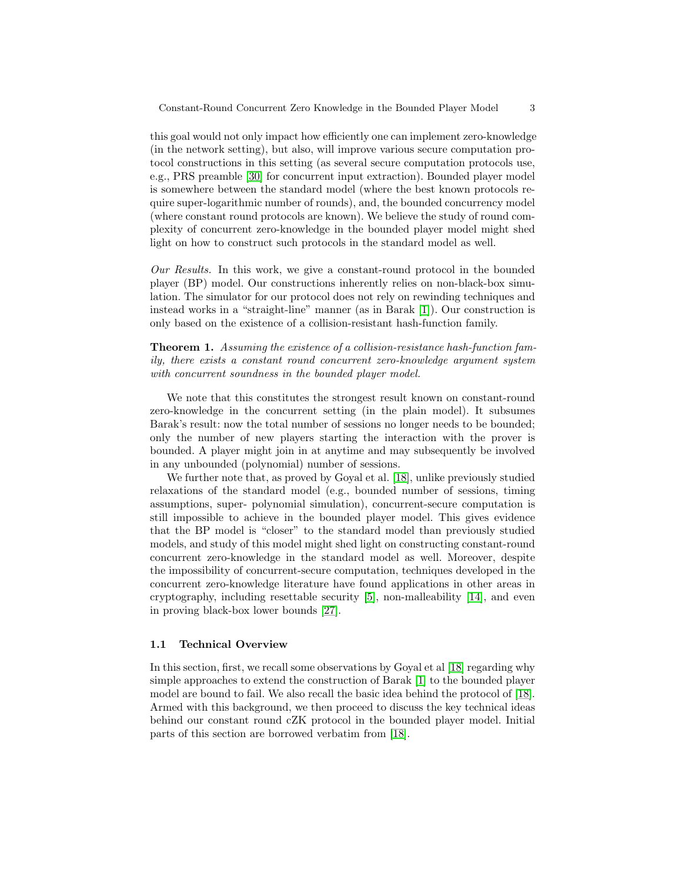this goal would not only impact how efficiently one can implement zero-knowledge (in the network setting), but also, will improve various secure computation protocol constructions in this setting (as several secure computation protocols use, e.g., PRS preamble [30] for concurrent input extraction). Bounded player model is somewhere between the standard model (where the best known protocols require super-logarithmic number of rounds), and, the bounded concurrency model (where constant round protocols are known). We believe the study of round complexity of concurrent zero-knowledge in the bounded player model might shed light on how to construct such protocols in the standard model as well.

*Our Results.* In this work, we give a constant-round protocol in the bounded player (BP) model. Our constructions inherently relies on non-black-box simulation. The simulator for our protocol does not rely on rewinding techniques and instead works in a "straight-line" manner (as in Barak [1]). Our construction is only based on the existence of a collision-resistant hash-function family.

**Theorem 1.** *Assuming the existence of a collision-resistance hash-function family, there exists a constant round concurrent zero-knowledge argument system with concurrent soundness in the bounded player model.*

We note that this constitutes the strongest result known on constant-round zero-knowledge in the concurrent setting (in the plain model). It subsumes Barak's result: now the total number of sessions no longer needs to be bounded; only the number of new players starting the interaction with the prover is bounded. A player might join in at anytime and may subsequently be involved in any unbounded (polynomial) number of sessions.

We further note that, as proved by Goyal et al. [18], unlike previously studied relaxations of the standard model (e.g., bounded number of sessions, timing assumptions, super- polynomial simulation), concurrent-secure computation is still impossible to achieve in the bounded player model. This gives evidence that the BP model is "closer" to the standard model than previously studied models, and study of this model might shed light on constructing constant-round concurrent zero-knowledge in the standard model as well. Moreover, despite the impossibility of concurrent-secure computation, techniques developed in the concurrent zero-knowledge literature have found applications in other areas in cryptography, including resettable security [5], non-malleability [14], and even in proving black-box lower bounds [27].

### 1.1 Technical Overview

In this section, first, we recall some observations by Goyal et al [18] regarding why simple approaches to extend the construction of Barak [1] to the bounded player model are bound to fail. We also recall the basic idea behind the protocol of [18]. Armed with this background, we then proceed to discuss the key technical ideas behind our constant round cZK protocol in the bounded player model. Initial parts of this section are borrowed verbatim from [18].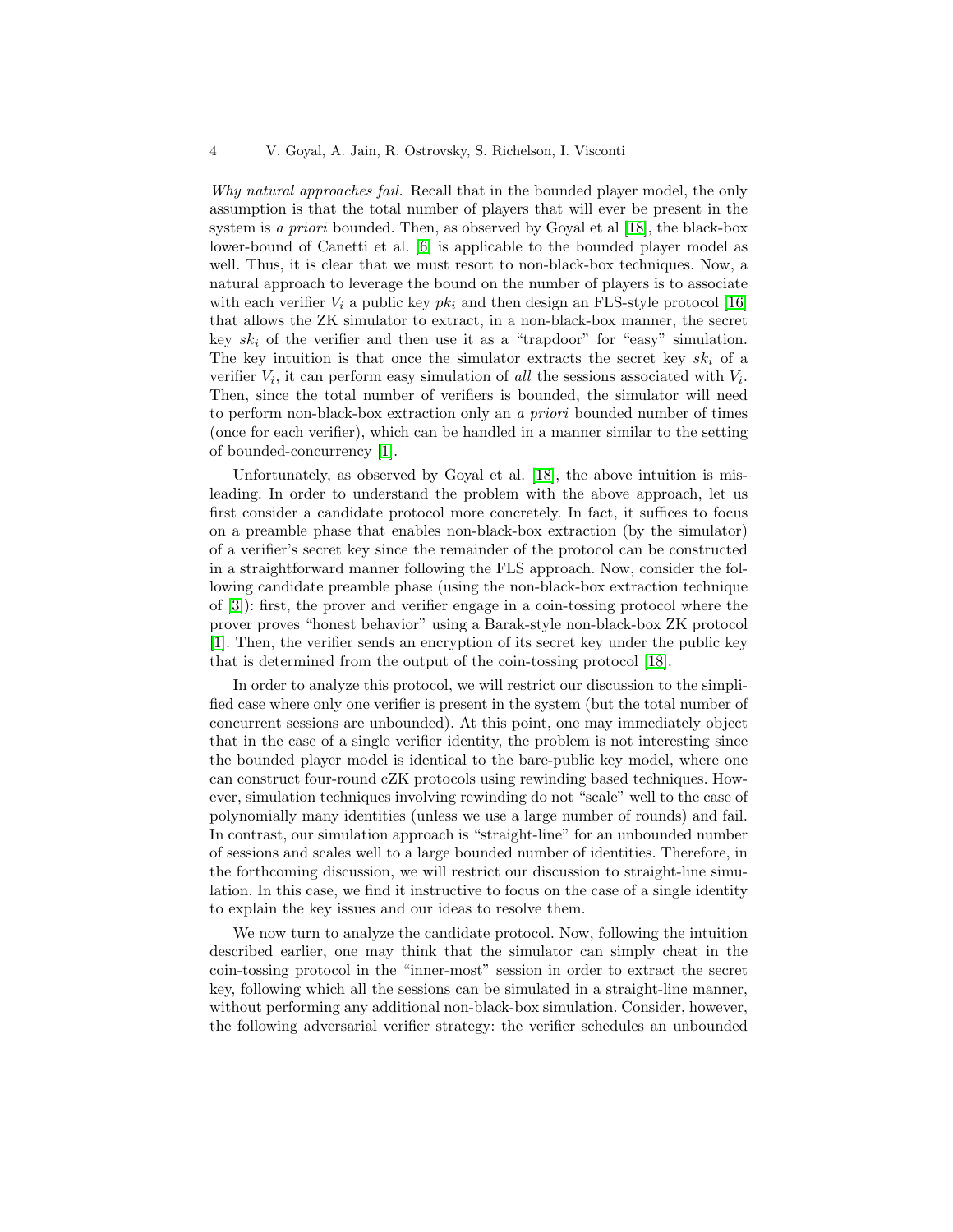*Why natural approaches fail.* Recall that in the bounded player model, the only assumption is that the total number of players that will ever be present in the system is *a priori* bounded. Then, as observed by Goyal et al [18], the black-box lower-bound of Canetti et al. [6] is applicable to the bounded player model as well. Thus, it is clear that we must resort to non-black-box techniques. Now, a natural approach to leverage the bound on the number of players is to associate with each verifier $V_i$ a public key $pk_i$ and then design an FLS-style protocol [16] that allows the ZK simulator to extract, in a non-black-box manner, the secret key $sk_i$ of the verifier and then use it as a "trapdoor" for "easy" simulation. The key intuition is that once the simulator extracts the secret key $sk_i$ of a verifier $V_i$, it can perform easy simulation of *all* the sessions associated with $V_i$. Then, since the total number of verifiers is bounded, the simulator will need to perform non-black-box extraction only an *a priori* bounded number of times (once for each verifier), which can be handled in a manner similar to the setting of bounded-concurrency [1].

Unfortunately, as observed by Goyal et al. [18], the above intuition is misleading. In order to understand the problem with the above approach, let us first consider a candidate protocol more concretely. In fact, it suffices to focus on a preamble phase that enables non-black-box extraction (by the simulator) of a verifier's secret key since the remainder of the protocol can be constructed in a straightforward manner following the FLS approach. Now, consider the following candidate preamble phase (using the non-black-box extraction technique of [3]): first, the prover and verifier engage in a coin-tossing protocol where the prover proves "honest behavior" using a Barak-style non-black-box ZK protocol [1]. Then, the verifier sends an encryption of its secret key under the public key that is determined from the output of the coin-tossing protocol [18].

In order to analyze this protocol, we will restrict our discussion to the simplified case where only one verifier is present in the system (but the total number of concurrent sessions are unbounded). At this point, one may immediately object that in the case of a single verifier identity, the problem is not interesting since the bounded player model is identical to the bare-public key model, where one can construct four-round cZK protocols using rewinding based techniques. However, simulation techniques involving rewinding do not "scale" well to the case of polynomially many identities (unless we use a large number of rounds) and fail. In contrast, our simulation approach is "straight-line" for an unbounded number of sessions and scales well to a large bounded number of identities. Therefore, in the forthcoming discussion, we will restrict our discussion to straight-line simulation. In this case, we find it instructive to focus on the case of a single identity to explain the key issues and our ideas to resolve them.

We now turn to analyze the candidate protocol. Now, following the intuition described earlier, one may think that the simulator can simply cheat in the coin-tossing protocol in the "inner-most" session in order to extract the secret key, following which all the sessions can be simulated in a straight-line manner, without performing any additional non-black-box simulation. Consider, however, the following adversarial verifier strategy: the verifier schedules an unbounded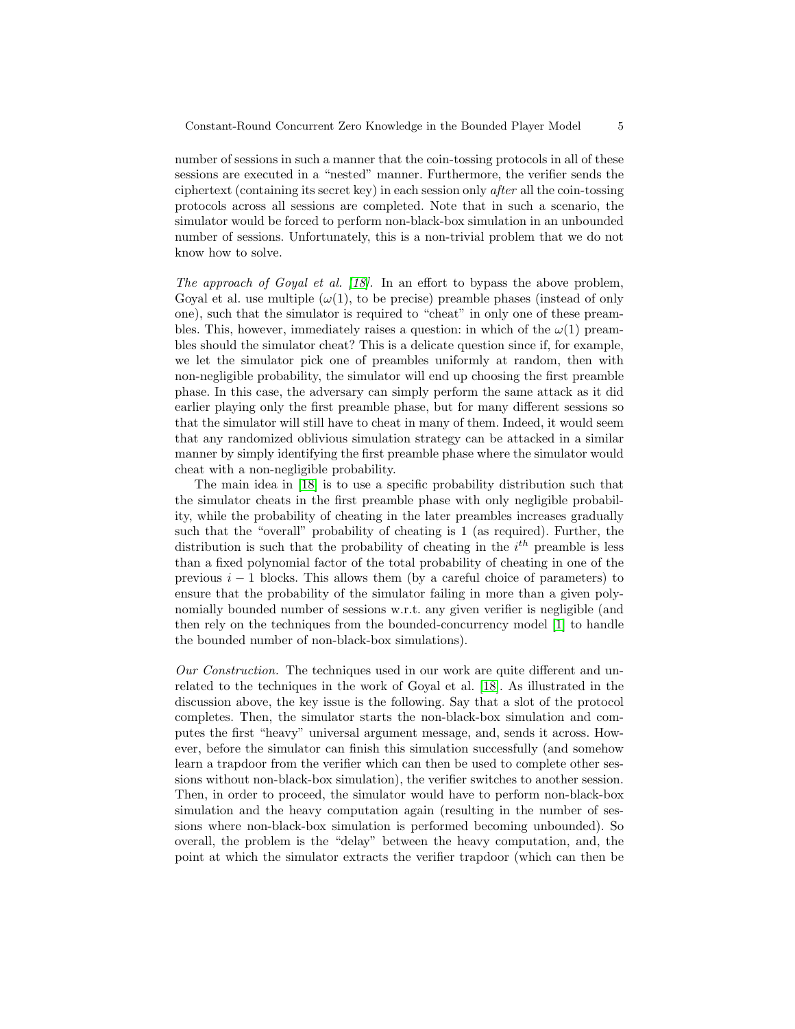number of sessions in such a manner that the coin-tossing protocols in all of these sessions are executed in a "nested" manner. Furthermore, the verifier sends the ciphertext (containing its secret key) in each session only *after* all the coin-tossing protocols across all sessions are completed. Note that in such a scenario, the simulator would be forced to perform non-black-box simulation in an unbounded number of sessions. Unfortunately, this is a non-trivial problem that we do not know how to solve.

*The approach of Goyal et al. [18].* In an effort to bypass the above problem, Goyal et al. use multiple ($\omega(1)$, to be precise) preamble phases (instead of only one), such that the simulator is required to "cheat" in only one of these preambles. This, however, immediately raises a question: in which of the $\omega(1)$ preambles should the simulator cheat? This is a delicate question since if, for example, we let the simulator pick one of preambles uniformly at random, then with non-negligible probability, the simulator will end up choosing the first preamble phase. In this case, the adversary can simply perform the same attack as it did earlier playing only the first preamble phase, but for many different sessions so that the simulator will still have to cheat in many of them. Indeed, it would seem that any randomized oblivious simulation strategy can be attacked in a similar manner by simply identifying the first preamble phase where the simulator would cheat with a non-negligible probability.

The main idea in [18] is to use a specific probability distribution such that the simulator cheats in the first preamble phase with only negligible probability, while the probability of cheating in the later preambles increases gradually such that the "overall" probability of cheating is 1 (as required). Further, the distribution is such that the probability of cheating in the $i^{th}$ preamble is less than a fixed polynomial factor of the total probability of cheating in one of the previous $i-1$ blocks. This allows them (by a careful choice of parameters) to ensure that the probability of the simulator failing in more than a given polynomially bounded number of sessions w.r.t. any given verifier is negligible (and then rely on the techniques from the bounded-concurrency model [1] to handle the bounded number of non-black-box simulations).

*Our Construction.* The techniques used in our work are quite different and unrelated to the techniques in the work of Goyal et al. [18]. As illustrated in the discussion above, the key issue is the following. Say that a slot of the protocol completes. Then, the simulator starts the non-black-box simulation and computes the first "heavy" universal argument message, and, sends it across. However, before the simulator can finish this simulation successfully (and somehow learn a trapdoor from the verifier which can then be used to complete other sessions without non-black-box simulation), the verifier switches to another session. Then, in order to proceed, the simulator would have to perform non-black-box simulation and the heavy computation again (resulting in the number of sessions where non-black-box simulation is performed becoming unbounded). So overall, the problem is the "delay" between the heavy computation, and, the point at which the simulator extracts the verifier trapdoor (which can then be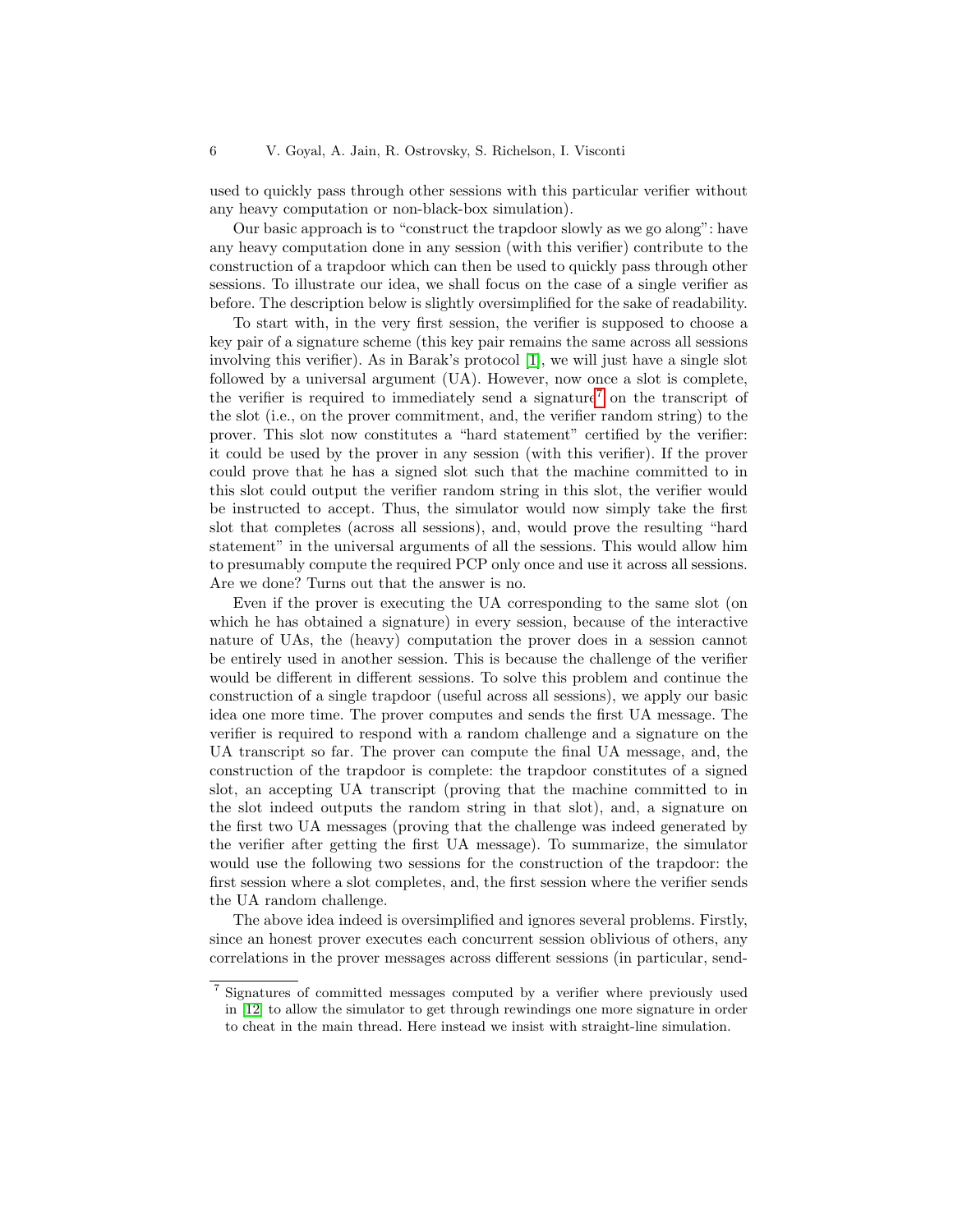used to quickly pass through other sessions with this particular verifier without any heavy computation or non-black-box simulation).

Our basic approach is to "construct the trapdoor slowly as we go along": have any heavy computation done in any session (with this verifier) contribute to the construction of a trapdoor which can then be used to quickly pass through other sessions. To illustrate our idea, we shall focus on the case of a single verifier as before. The description below is slightly oversimplified for the sake of readability.

To start with, in the very first session, the verifier is supposed to choose a key pair of a signature scheme (this key pair remains the same across all sessions involving this verifier). As in Barak's protocol [1], we will just have a single slot followed by a universal argument (UA). However, now once a slot is complete, the verifier is required to immediately send a signature[7] on the transcript of the slot (i.e., on the prover commitment, and, the verifier random string) to the prover. This slot now constitutes a "hard statement" certified by the verifier: it could be used by the prover in any session (with this verifier). If the prover could prove that he has a signed slot such that the machine committed to in this slot could output the verifier random string in this slot, the verifier would be instructed to accept. Thus, the simulator would now simply take the first slot that completes (across all sessions), and, would prove the resulting "hard statement" in the universal arguments of all the sessions. This would allow him to presumably compute the required PCP only once and use it across all sessions. Are we done? Turns out that the answer is no.

Even if the prover is executing the UA corresponding to the same slot (on which he has obtained a signature) in every session, because of the interactive nature of UAs, the (heavy) computation the prover does in a session cannot be entirely used in another session. This is because the challenge of the verifier would be different in different sessions. To solve this problem and continue the construction of a single trapdoor (useful across all sessions), we apply our basic idea one more time. The prover computes and sends the first UA message. The verifier is required to respond with a random challenge and a signature on the UA transcript so far. The prover can compute the final UA message, and, the construction of the trapdoor is complete: the trapdoor constitutes of a signed slot, an accepting UA transcript (proving that the machine committed to in the slot indeed outputs the random string in that slot), and, a signature on the first two UA messages (proving that the challenge was indeed generated by the verifier after getting the first UA message). To summarize, the simulator would use the following two sessions for the construction of the trapdoor: the first session where a slot completes, and, the first session where the verifier sends the UA random challenge.

The above idea indeed is oversimplified and ignores several problems. Firstly, since an honest prover executes each concurrent session oblivious of others, any correlations in the prover messages across different sessions (in particular, send-

[7] Signatures of committed messages computed by a verifier where previously used in [12] to allow the simulator to get through rewindings one more signature in order to cheat in the main thread. Here instead we insist with straight-line simulation.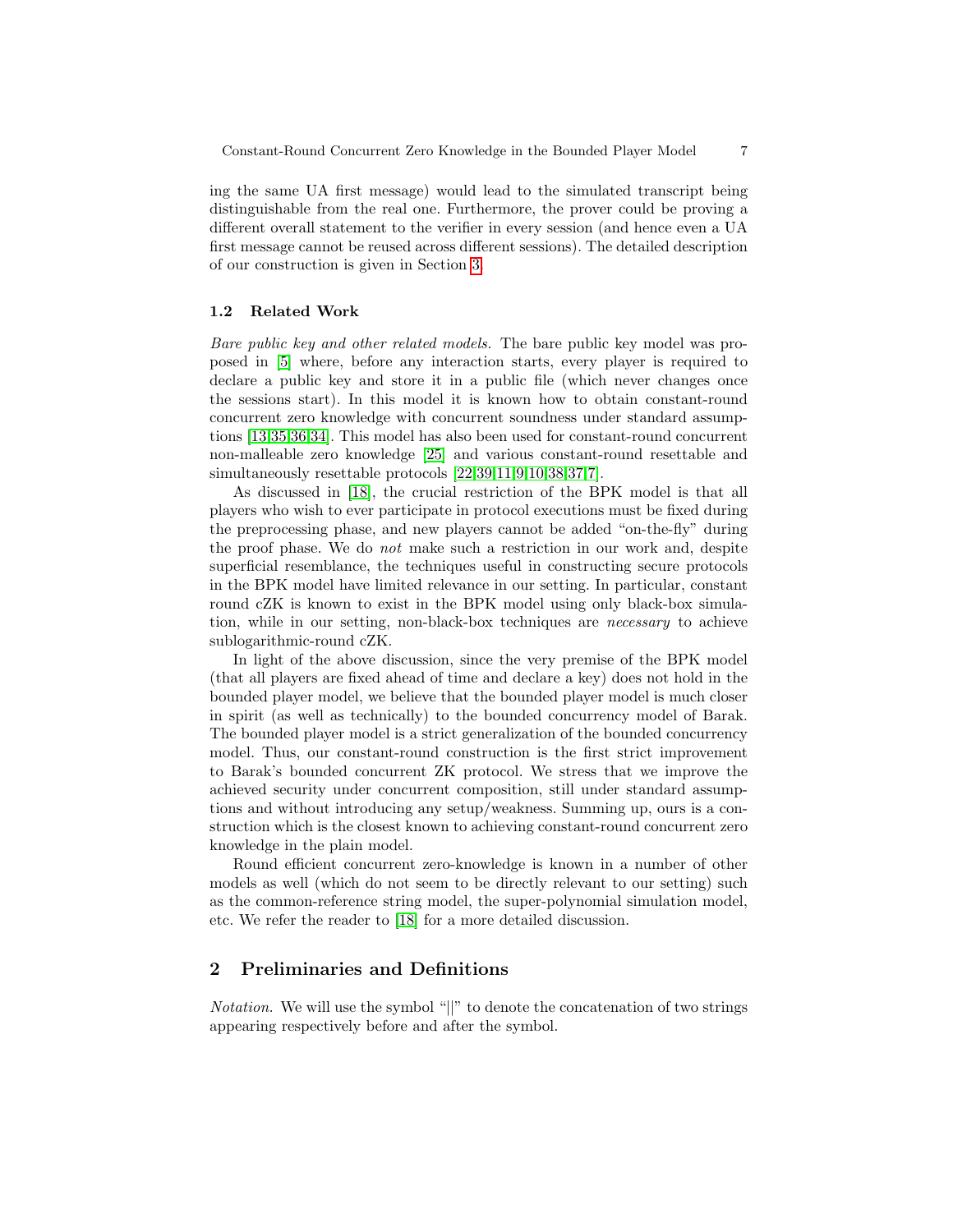ing the same UA first message) would lead to the simulated transcript being distinguishable from the real one. Furthermore, the prover could be proving a different overall statement to the verifier in every session (and hence even a UA first message cannot be reused across different sessions). The detailed description of our construction is given in Section 3.

### 1.2 Related Work

*Bare public key and other related models.* The bare public key model was proposed in [5] where, before any interaction starts, every player is required to declare a public key and store it in a public file (which never changes once the sessions start). In this model it is known how to obtain constant-round concurrent zero knowledge with concurrent soundness under standard assumptions [13,35,36,34]. This model has also been used for constant-round concurrent non-malleable zero knowledge [25] and various constant-round resettable and simultaneously resettable protocols [22,39,11,9,10,38,37,7].

As discussed in [18], the crucial restriction of the BPK model is that all players who wish to ever participate in protocol executions must be fixed during the preprocessing phase, and new players cannot be added "on-the-fly" during the proof phase. We do *not* make such a restriction in our work and, despite superficial resemblance, the techniques useful in constructing secure protocols in the BPK model have limited relevance in our setting. In particular, constant round cZK is known to exist in the BPK model using only black-box simulation, while in our setting, non-black-box techniques are *necessary* to achieve sublogarithmic-round cZK.

In light of the above discussion, since the very premise of the BPK model (that all players are fixed ahead of time and declare a key) does not hold in the bounded player model, we believe that the bounded player model is much closer in spirit (as well as technically) to the bounded concurrency model of Barak. The bounded player model is a strict generalization of the bounded concurrency model. Thus, our constant-round construction is the first strict improvement to Barak's bounded concurrent ZK protocol. We stress that we improve the achieved security under concurrent composition, still under standard assumptions and without introducing any setup/weakness. Summing up, ours is a construction which is the closest known to achieving constant-round concurrent zero knowledge in the plain model.

Round efficient concurrent zero-knowledge is known in a number of other models as well (which do not seem to be directly relevant to our setting) such as the common-reference string model, the super-polynomial simulation model, etc. We refer the reader to [18] for a more detailed discussion.

## 2 Preliminaries and Definitions

*Notation.* We will use the symbol "||" to denote the concatenation of two strings appearing respectively before and after the symbol.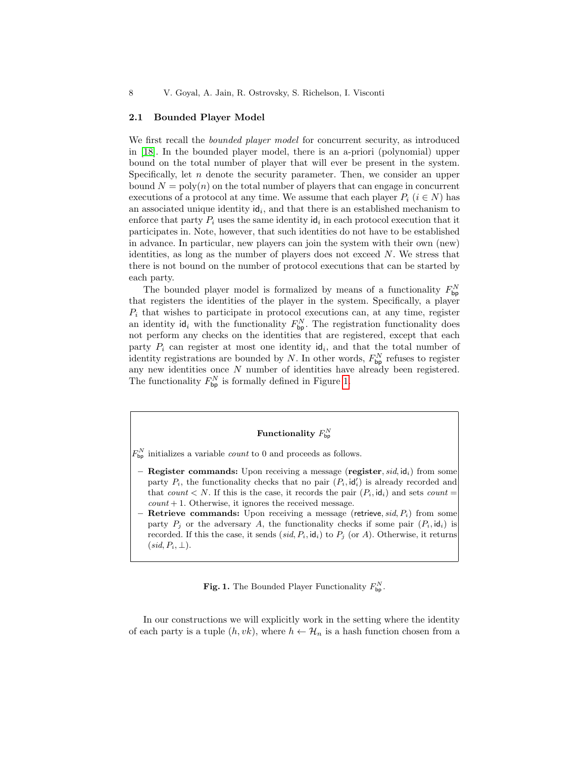### 2.1 Bounded Player Model

We first recall the *bounded player model* for concurrent security, as introduced in [18]. In the bounded player model, there is an a-priori (polynomial) upper bound on the total number of player that will ever be present in the system. Specifically, let $n$ denote the security parameter. Then, we consider an upper bound $N = \text{poly}(n)$ on the total number of players that can engage in concurrent executions of a protocol at any time. We assume that each player $P_i$ ($i \in N$) has an associated unique identity $\mathsf{id}_i$, and that there is an established mechanism to enforce that party $P_i$ uses the same identity $\mathsf{id}_i$ in each protocol execution that it participates in. Note, however, that such identities do not have to be established in advance. In particular, new players can join the system with their own (new) identities, as long as the number of players does not exceed $N$. We stress that there is not bound on the number of protocol executions that can be started by each party.

The bounded player model is formalized by means of a functionality $F_{\mathsf{bp}}^N$ that registers the identities of the player in the system. Specifically, a player $P_i$ that wishes to participate in protocol executions can, at any time, register an identity $\mathsf{id}_i$ with the functionality $F_{\mathsf{bp}}^N$. The registration functionality does not perform any checks on the identities that are registered, except that each party $P_i$ can register at most one identity $\mathsf{id}_i$, and that the total number of identity registrations are bounded by $N$. In other words, $F_{\mathsf{bp}}^N$ refuses to register any new identities once $N$ number of identities have already been registered. The functionality $F_{\mathsf{bp}}^N$ is formally defined in Figure 1.

**Functionality $F_{\mathsf{bp}}^N$**

$F_{\mathsf{bp}}^N$ initializes a variable *count* to 0 and proceeds as follows.

- **Register commands:** Upon receiving a message (**register**, $sid, \mathsf{id}_i$) from some party $P_i$, the functionality checks that no pair $(P_i, \mathsf{id}'_i)$ is already recorded and that $count < N$. If this is the case, it records the pair $(P_i, \mathsf{id}_i)$ and sets $count = count + 1$. Otherwise, it ignores the received message.
- **Retrieve commands:** Upon receiving a message ($\mathsf{retrieve}, sid, P_i$) from some party $P_j$ or the adversary $A$, the functionality checks if some pair $(P_i, \mathsf{id}_i)$ is recorded. If this the case, it sends $(sid, P_i, \mathsf{id}_i)$ to $P_j$ (or $A$). Otherwise, it returns $(sid, P_i, \perp)$.

**Fig. 1.** The Bounded Player Functionality $F_{\mathsf{bp}}^N$.

In our constructions we will explicitly work in the setting where the identity of each party is a tuple $(h, vk)$, where $h \leftarrow \mathcal{H}_n$ is a hash function chosen from a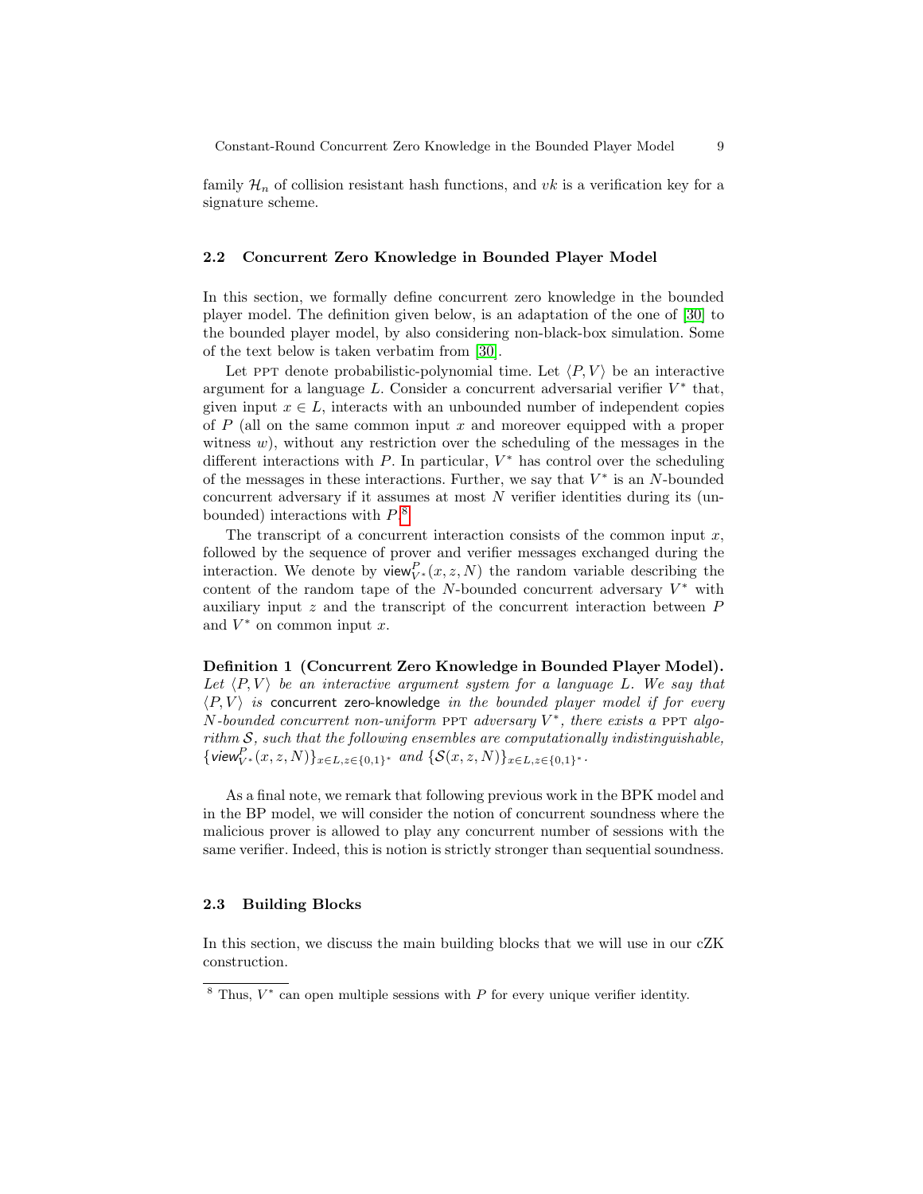family $\mathcal{H}_n$ of collision resistant hash functions, and $vk$ is a verification key for a signature scheme.

### 2.2 Concurrent Zero Knowledge in Bounded Player Model

In this section, we formally define concurrent zero knowledge in the bounded player model. The definition given below, is an adaptation of the one of [30] to the bounded player model, by also considering non-black-box simulation. Some of the text below is taken verbatim from [30].

Let PPT denote probabilistic-polynomial time. Let $\langle P, V \rangle$ be an interactive argument for a language $L$. Consider a concurrent adversarial verifier $V^*$ that, given input $x \in L$, interacts with an unbounded number of independent copies of $P$ (all on the same common input $x$ and moreover equipped with a proper witness $w$), without any restriction over the scheduling of the messages in the different interactions with $P$. In particular, $V^*$ has control over the scheduling of the messages in these interactions. Further, we say that $V^*$ is an $N$-bounded concurrent adversary if it assumes at most $N$ verifier identities during its (unbounded) interactions with $P$.[8]

The transcript of a concurrent interaction consists of the common input $x$, followed by the sequence of prover and verifier messages exchanged during the interaction. We denote by $\mathsf{view}^P_{V^*}(x, z, N)$ the random variable describing the content of the random tape of the $N$-bounded concurrent adversary $V^*$ with auxiliary input $z$ and the transcript of the concurrent interaction between $P$ and $V^*$ on common input $x$.

**Definition 1 (Concurrent Zero Knowledge in Bounded Player Model).** *Let $\langle P, V \rangle$ be an interactive argument system for a language $L$. We say that $\langle P, V \rangle$ is* concurrent zero-knowledge *in the bounded player model if for every $N$-bounded concurrent non-uniform* PPT *adversary $V^*$, there exists a* PPT *algorithm $\mathcal{S}$, such that the following ensembles are computationally indistinguishable, $\{\mathsf{view}^P_{V^*}(x, z, N)\}_{x \in L, z \in \{0,1\}^*}$ and $\{\mathcal{S}(x, z, N)\}_{x \in L, z \in \{0,1\}^*}$.*

As a final note, we remark that following previous work in the BPK model and in the BP model, we will consider the notion of concurrent soundness where the malicious prover is allowed to play any concurrent number of sessions with the same verifier. Indeed, this is notion is strictly stronger than sequential soundness.

### 2.3 Building Blocks

In this section, we discuss the main building blocks that we will use in our cZK construction.

---

[8] Thus, $V^*$ can open multiple sessions with $P$ for every unique verifier identity.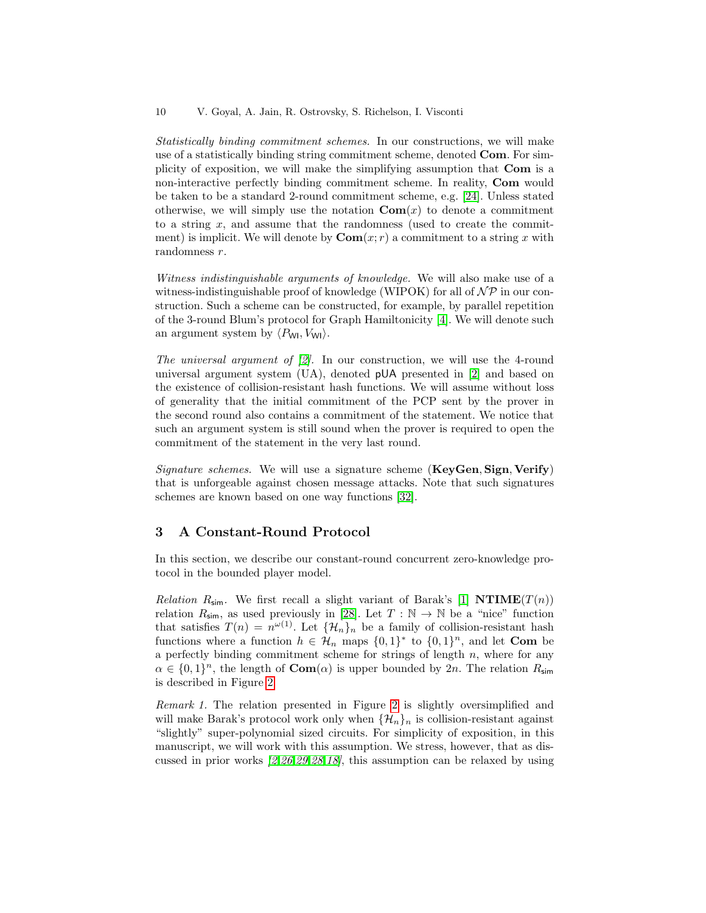*Statistically binding commitment schemes.* In our constructions, we will make use of a statistically binding string commitment scheme, denoted **Com**. For simplicity of exposition, we will make the simplifying assumption that **Com** is a non-interactive perfectly binding commitment scheme. In reality, **Com** would be taken to be a standard 2-round commitment scheme, e.g. [24]. Unless stated otherwise, we will simply use the notation $\mathbf{Com}(x)$ to denote a commitment to a string $x$, and assume that the randomness (used to create the commitment) is implicit. We will denote by $\mathbf{Com}(x; r)$ a commitment to a string $x$ with randomness $r$.

*Witness indistinguishable arguments of knowledge.* We will also make use of a witness-indistinguishable proof of knowledge (WIPOK) for all of $\mathcal{NP}$ in our construction. Such a scheme can be constructed, for example, by parallel repetition of the 3-round Blum's protocol for Graph Hamiltonicity [4]. We will denote such an argument system by $\langle P_{\mathsf{WI}}, V_{\mathsf{WI}} \rangle$.

*The universal argument of [2].* In our construction, we will use the 4-round universal argument system (UA), denoted $\mathsf{pUA}$ presented in [2] and based on the existence of collision-resistant hash functions. We will assume without loss of generality that the initial commitment of the PCP sent by the prover in the second round also contains a commitment of the statement. We notice that such an argument system is still sound when the prover is required to open the commitment of the statement in the very last round.

*Signature schemes.* We will use a signature scheme (**KeyGen**, **Sign**, **Verify**) that is unforgeable against chosen message attacks. Note that such signatures schemes are known based on one way functions [32].

## 3 A Constant-Round Protocol

In this section, we describe our constant-round concurrent zero-knowledge protocol in the bounded player model.

*Relation $R_{\mathsf{sim}}$.* We first recall a slight variant of Barak's [1] $\mathbf{NTIME}(T(n))$ relation $R_{\mathsf{sim}}$, as used previously in [28]. Let $T : \mathbb{N} \to \mathbb{N}$ be a "nice" function that satisfies $T(n) = n^{\omega(1)}$. Let $\{\mathcal{H}_n\}_n$ be a family of collision-resistant hash functions where a function $h \in \mathcal{H}_n$ maps $\{0,1\}^*$ to $\{0,1\}^n$, and let **Com** be a perfectly binding commitment scheme for strings of length $n$, where for any $\alpha \in \{0,1\}^n$, the length of $\mathbf{Com}(\alpha)$ is upper bounded by $2n$. The relation $R_{\mathsf{sim}}$ is described in Figure 2.

*Remark 1.* The relation presented in Figure 2 is slightly oversimplified and will make Barak's protocol work only when $\{\mathcal{H}_n\}_n$ is collision-resistant against "slightly" super-polynomial sized circuits. For simplicity of exposition, in this manuscript, we will work with this assumption. We stress, however, that as discussed in prior works [2,26,29,28,18], this assumption can be relaxed by using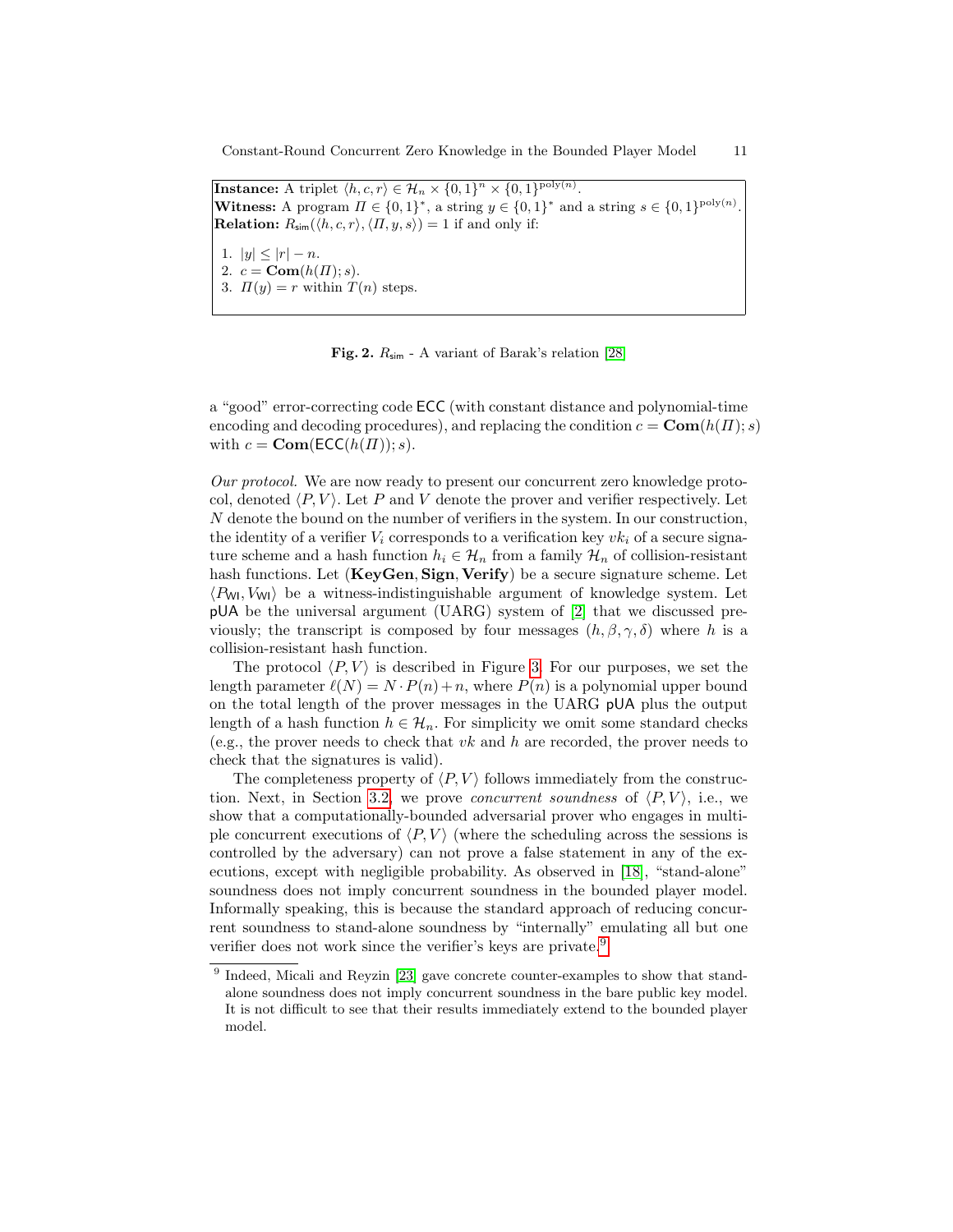**Instance:** A triplet $\langle h, c, r \rangle \in \mathcal{H}_n \times \{0,1\}^n \times \{0,1\}^{\text{poly}(n)}$.
**Witness:** A program $\Pi \in \{0,1\}^*$, a string $y \in \{0,1\}^*$ and a string $s \in \{0,1\}^{\text{poly}(n)}$.
**Relation:** $R_{\mathsf{sim}}(\langle h, c, r \rangle, \langle \Pi, y, s \rangle) = 1$ if and only if:

1. $|y| \leq |r| - n$.
2. $c = \mathbf{Com}(h(\Pi); s)$.
3. $\Pi(y) = r$ within $T(n)$ steps.

**Fig. 2.** $R_{\mathsf{sim}}$ - A variant of Barak's relation [28]

a "good" error-correcting code $\mathsf{ECC}$ (with constant distance and polynomial-time encoding and decoding procedures), and replacing the condition $c = \mathbf{Com}(h(\Pi); s)$ with $c = \mathbf{Com}(\mathsf{ECC}(h(\Pi)); s)$.

*Our protocol.* We are now ready to present our concurrent zero knowledge protocol, denoted $\langle P, V \rangle$. Let $P$ and $V$ denote the prover and verifier respectively. Let $N$ denote the bound on the number of verifiers in the system. In our construction, the identity of a verifier $V_i$ corresponds to a verification key $vk_i$ of a secure signature scheme and a hash function $h_i \in \mathcal{H}_n$ from a family $\mathcal{H}_n$ of collision-resistant hash functions. Let $(\mathbf{KeyGen}, \mathbf{Sign}, \mathbf{Verify})$ be a secure signature scheme. Let $\langle P_{\mathsf{WI}}, V_{\mathsf{WI}} \rangle$ be a witness-indistinguishable argument of knowledge system. Let $\mathsf{pUA}$ be the universal argument (UARG) system of [2] that we discussed previously; the transcript is composed by four messages $(h, \beta, \gamma, \delta)$ where $h$ is a collision-resistant hash function.

The protocol $\langle P, V \rangle$ is described in Figure 3. For our purposes, we set the length parameter $\ell(N) = N \cdot P(n) + n$, where $P(n)$ is a polynomial upper bound on the total length of the prover messages in the UARG $\mathsf{pUA}$ plus the output length of a hash function $h \in \mathcal{H}_n$. For simplicity we omit some standard checks (e.g., the prover needs to check that $vk$ and $h$ are recorded, the prover needs to check that the signatures is valid).

The completeness property of $\langle P, V \rangle$ follows immediately from the construction. Next, in Section 3.2, we prove *concurrent soundness* of $\langle P, V \rangle$, i.e., we show that a computationally-bounded adversarial prover who engages in multiple concurrent executions of $\langle P, V \rangle$ (where the scheduling across the sessions is controlled by the adversary) can not prove a false statement in any of the executions, except with negligible probability. As observed in [18], "stand-alone" soundness does not imply concurrent soundness in the bounded player model. Informally speaking, this is because the standard approach of reducing concurrent soundness to stand-alone soundness by "internally" emulating all but one verifier does not work since the verifier's keys are private.[9]

[9] Indeed, Micali and Reyzin [23] gave concrete counter-examples to show that stand-alone soundness does not imply concurrent soundness in the bare public key model. It is not difficult to see that their results immediately extend to the bounded player model.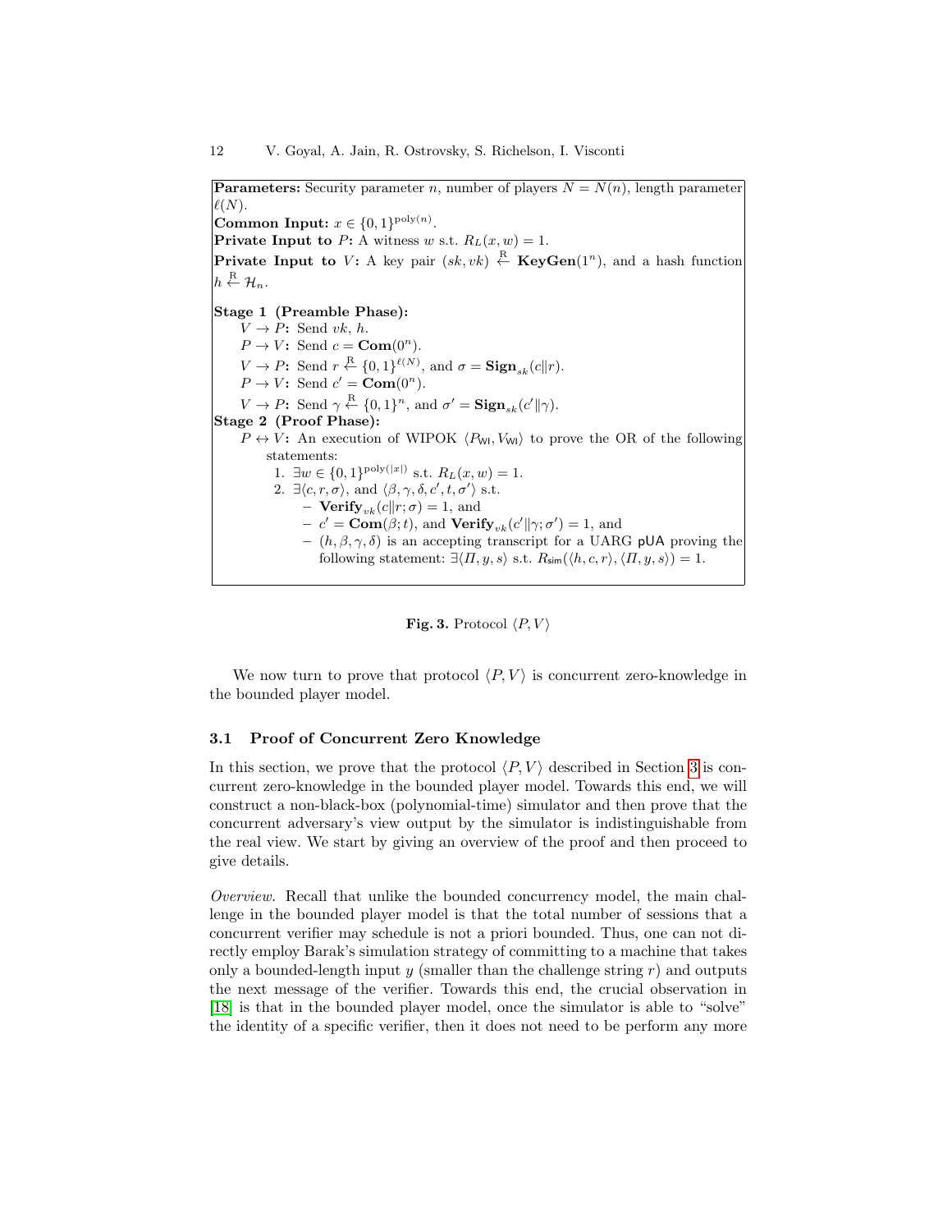**Parameters:** Security parameter $n$, number of players $N = N(n)$, length parameter $\ell(N)$.
**Common Input:** $x \in \{0,1\}^{\text{poly}(n)}$.
**Private Input to** $P$**:** A witness $w$ s.t. $R_L(x, w) = 1$.
**Private Input to** $V$**:** A key pair $(sk, vk) \overset{\text{R}}{\leftarrow} \mathbf{KeyGen}(1^n)$, and a hash function $h \overset{\text{R}}{\leftarrow} \mathcal{H}_n$.

**Stage 1 (Preamble Phase):**

- $V \rightarrow P$**:** Send $vk$, $h$.
- $P \rightarrow V$**:** Send $c = \mathbf{Com}(0^n)$.
- $V \rightarrow P$**:** Send $r \overset{\text{R}}{\leftarrow} \{0,1\}^{\ell(N)}$, and $\sigma = \mathbf{Sign}_{sk}(c \| r)$.
- $P \rightarrow V$**:** Send $c' = \mathbf{Com}(0^n)$.
- $V \rightarrow P$**:** Send $\gamma \overset{\text{R}}{\leftarrow} \{0,1\}^n$, and $\sigma' = \mathbf{Sign}_{sk}(c' \| \gamma)$.

**Stage 2 (Proof Phase):**

$P \leftrightarrow V$**:** An execution of WIPOK $\langle P_{\mathsf{WI}}, V_{\mathsf{WI}} \rangle$ to prove the OR of the following statements:

1. $\exists w \in \{0,1\}^{\text{poly}(|x|)}$ s.t. $R_L(x, w) = 1$.
2. $\exists \langle c, r, \sigma \rangle$, and $\langle \beta, \gamma, \delta, c', t, \sigma' \rangle$ s.t.
   - $\mathbf{Verify}_{vk}(c \| r; \sigma) = 1$, and
   - $c' = \mathbf{Com}(\beta; t)$, and $\mathbf{Verify}_{vk}(c' \| \gamma; \sigma') = 1$, and
   - $(h, \beta, \gamma, \delta)$ is an accepting transcript for a UARG $\mathsf{pUA}$ proving the following statement: $\exists \langle \Pi, y, s \rangle$ s.t. $R_{\mathsf{sim}}(\langle h, c, r \rangle, \langle \Pi, y, s \rangle) = 1$.

**Fig. 3.** Protocol $\langle P, V \rangle$

We now turn to prove that protocol $\langle P, V \rangle$ is concurrent zero-knowledge in the bounded player model.

### 3.1 Proof of Concurrent Zero Knowledge

In this section, we prove that the protocol $\langle P, V \rangle$ described in Section 3 is concurrent zero-knowledge in the bounded player model. Towards this end, we will construct a non-black-box (polynomial-time) simulator and then prove that the concurrent adversary's view output by the simulator is indistinguishable from the real view. We start by giving an overview of the proof and then proceed to give details.

*Overview.* Recall that unlike the bounded concurrency model, the main challenge in the bounded player model is that the total number of sessions that a concurrent verifier may schedule is not a priori bounded. Thus, one can not directly employ Barak's simulation strategy of committing to a machine that takes only a bounded-length input $y$ (smaller than the challenge string $r$) and outputs the next message of the verifier. Towards this end, the crucial observation in [18] is that in the bounded player model, once the simulator is able to "solve" the identity of a specific verifier, then it does not need to be perform any more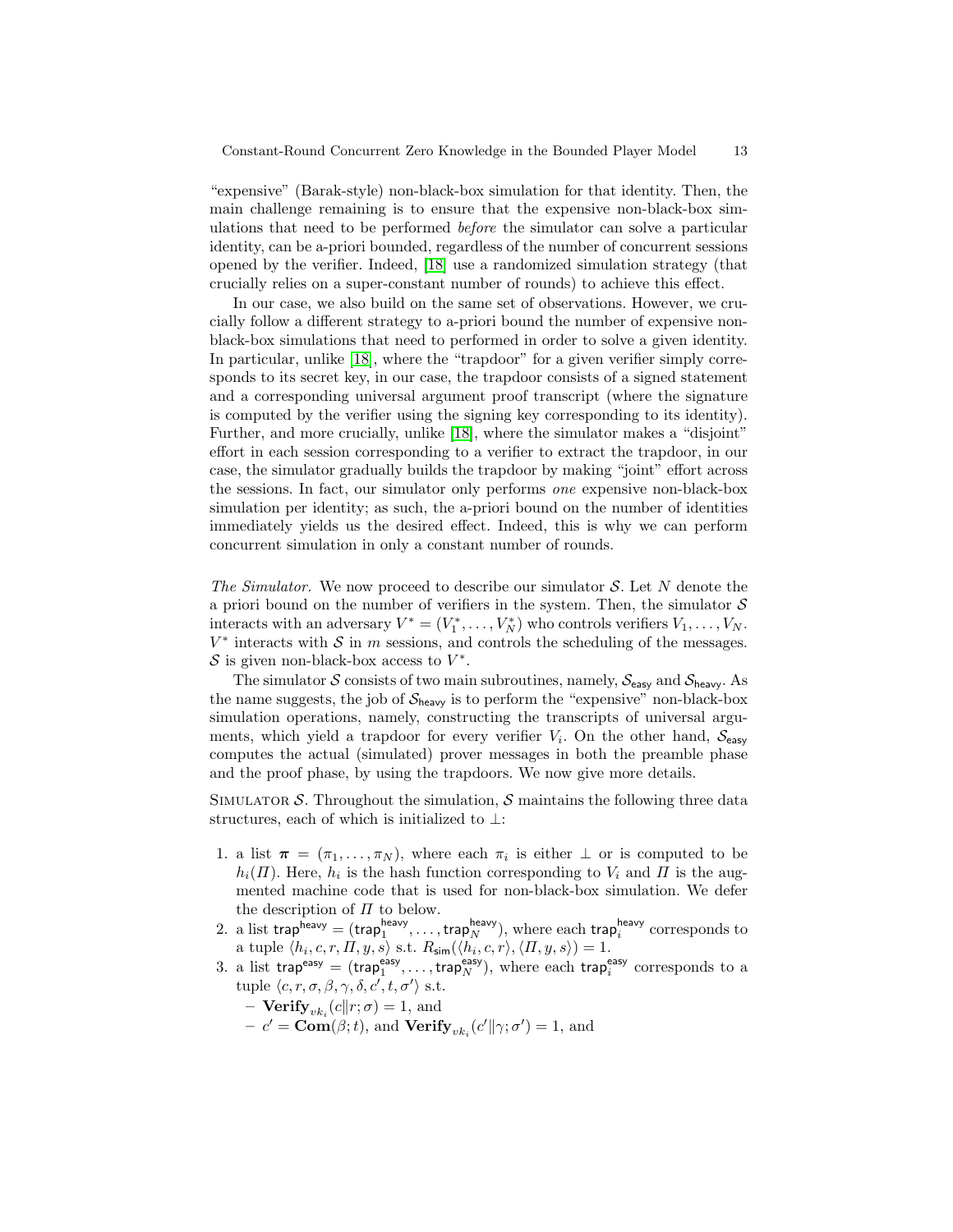"expensive" (Barak-style) non-black-box simulation for that identity. Then, the main challenge remaining is to ensure that the expensive non-black-box simulations that need to be performed *before* the simulator can solve a particular identity, can be a-priori bounded, regardless of the number of concurrent sessions opened by the verifier. Indeed, [18] use a randomized simulation strategy (that crucially relies on a super-constant number of rounds) to achieve this effect.

In our case, we also build on the same set of observations. However, we crucially follow a different strategy to a-priori bound the number of expensive non-black-box simulations that need to performed in order to solve a given identity. In particular, unlike [18], where the "trapdoor" for a given verifier simply corresponds to its secret key, in our case, the trapdoor consists of a signed statement and a corresponding universal argument proof transcript (where the signature is computed by the verifier using the signing key corresponding to its identity). Further, and more crucially, unlike [18], where the simulator makes a "disjoint" effort in each session corresponding to a verifier to extract the trapdoor, in our case, the simulator gradually builds the trapdoor by making "joint" effort across the sessions. In fact, our simulator only performs *one* expensive non-black-box simulation per identity; as such, the a-priori bound on the number of identities immediately yields us the desired effect. Indeed, this is why we can perform concurrent simulation in only a constant number of rounds.

*The Simulator.* We now proceed to describe our simulator $\mathcal{S}$. Let $N$ denote the a priori bound on the number of verifiers in the system. Then, the simulator $\mathcal{S}$ interacts with an adversary $V^* = (V_1^*, \ldots, V_N^*)$ who controls verifiers $V_1, \ldots, V_N$. $V^*$ interacts with $\mathcal{S}$ in $m$ sessions, and controls the scheduling of the messages. $\mathcal{S}$ is given non-black-box access to $V^*$.

The simulator $\mathcal{S}$ consists of two main subroutines, namely, $\mathcal{S}_{\mathsf{easy}}$ and $\mathcal{S}_{\mathsf{heavy}}$. As the name suggests, the job of $\mathcal{S}_{\mathsf{heavy}}$ is to perform the "expensive" non-black-box simulation operations, namely, constructing the transcripts of universal arguments, which yield a trapdoor for every verifier $V_i$. On the other hand, $\mathcal{S}_{\mathsf{easy}}$ computes the actual (simulated) prover messages in both the preamble phase and the proof phase, by using the trapdoors. We now give more details.

SIMULATOR $\mathcal{S}$. Throughout the simulation, $\mathcal{S}$ maintains the following three data structures, each of which is initialized to $\perp$:

1. a list $\boldsymbol{\pi} = (\pi_1, \ldots, \pi_N)$, where each $\pi_i$ is either $\perp$ or is computed to be $h_i(\Pi)$. Here, $h_i$ is the hash function corresponding to $V_i$ and $\Pi$ is the augmented machine code that is used for non-black-box simulation. We defer the description of $\Pi$ to below.
2. a list $\mathsf{trap}^{\mathsf{heavy}} = (\mathsf{trap}_1^{\mathsf{heavy}}, \ldots, \mathsf{trap}_N^{\mathsf{heavy}})$, where each $\mathsf{trap}_i^{\mathsf{heavy}}$ corresponds to a tuple $\langle h_i, c, r, \Pi, y, s\rangle$ s.t. $R_{\mathsf{sim}}(\langle h_i, c, r\rangle, \langle \Pi, y, s\rangle) = 1$.
3. a list $\mathsf{trap}^{\mathsf{easy}} = (\mathsf{trap}_1^{\mathsf{easy}}, \ldots, \mathsf{trap}_N^{\mathsf{easy}})$, where each $\mathsf{trap}_i^{\mathsf{easy}}$ corresponds to a tuple $\langle c, r, \sigma, \beta, \gamma, \delta, c', t, \sigma'\rangle$ s.t.
   - $\mathbf{Verify}_{vk_i}(c \| r; \sigma) = 1$, and
   - $c' = \mathbf{Com}(\beta; t)$, and $\mathbf{Verify}_{vk_i}(c' \| \gamma; \sigma') = 1$, and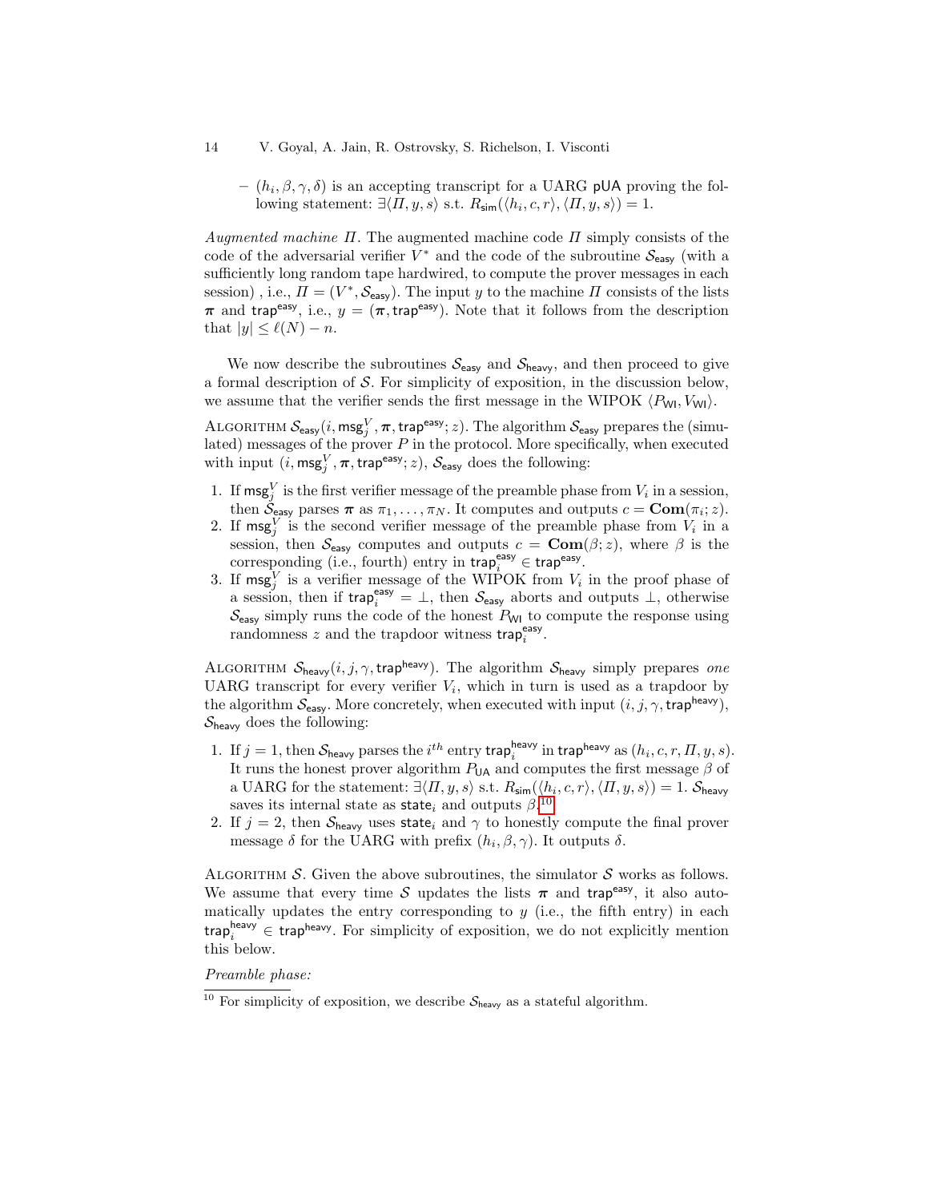– $(h_i, \beta, \gamma, \delta)$ is an accepting transcript for a UARG $\mathsf{pUA}$ proving the following statement: $\exists \langle \Pi, y, s \rangle$ s.t. $R_{\mathsf{sim}}(\langle h_i, c, r \rangle, \langle \Pi, y, s \rangle) = 1$.

*Augmented machine $\Pi$.* The augmented machine code $\Pi$ simply consists of the code of the adversarial verifier $V^*$ and the code of the subroutine $\mathcal{S}_{\mathsf{easy}}$ (with a sufficiently long random tape hardwired, to compute the prover messages in each session) , i.e., $\Pi = (V^*, \mathcal{S}_{\mathsf{easy}})$. The input $y$ to the machine $\Pi$ consists of the lists $\boldsymbol{\pi}$ and $\mathsf{trap}^{\mathsf{easy}}$, i.e., $y = (\boldsymbol{\pi}, \mathsf{trap}^{\mathsf{easy}})$. Note that it follows from the description that $|y| \leq \ell(N) - n$.

We now describe the subroutines $\mathcal{S}_{\mathsf{easy}}$ and $\mathcal{S}_{\mathsf{heavy}}$, and then proceed to give a formal description of $\mathcal{S}$. For simplicity of exposition, in the discussion below, we assume that the verifier sends the first message in the WIPOK $\langle P_{\mathsf{WI}}, V_{\mathsf{WI}} \rangle$.

ALGORITHM $\mathcal{S}_{\mathsf{easy}}(i, \mathsf{msg}_j^V, \boldsymbol{\pi}, \mathsf{trap}^{\mathsf{easy}}; z)$. The algorithm $\mathcal{S}_{\mathsf{easy}}$ prepares the (simulated) messages of the prover $P$ in the protocol. More specifically, when executed with input $(i, \mathsf{msg}_j^V, \boldsymbol{\pi}, \mathsf{trap}^{\mathsf{easy}}; z)$, $\mathcal{S}_{\mathsf{easy}}$ does the following:

1. If $\mathsf{msg}_j^V$ is the first verifier message of the preamble phase from $V_i$ in a session, then $\mathcal{S}_{\mathsf{easy}}$ parses $\boldsymbol{\pi}$ as $\pi_1, \ldots, \pi_N$. It computes and outputs $c = \mathbf{Com}(\pi_i; z)$.
2. If $\mathsf{msg}_j^V$ is the second verifier message of the preamble phase from $V_i$ in a session, then $\mathcal{S}_{\mathsf{easy}}$ computes and outputs $c = \mathbf{Com}(\beta; z)$, where $\beta$ is the corresponding (i.e., fourth) entry in $\mathsf{trap}_i^{\mathsf{easy}} \in \mathsf{trap}^{\mathsf{easy}}$.
3. If $\mathsf{msg}_j^V$ is a verifier message of the WIPOK from $V_i$ in the proof phase of a session, then if $\mathsf{trap}_i^{\mathsf{easy}} = \bot$, then $\mathcal{S}_{\mathsf{easy}}$ aborts and outputs $\bot$, otherwise $\mathcal{S}_{\mathsf{easy}}$ simply runs the code of the honest $P_{\mathsf{WI}}$ to compute the response using randomness $z$ and the trapdoor witness $\mathsf{trap}_i^{\mathsf{easy}}$.

ALGORITHM $\mathcal{S}_{\mathsf{heavy}}(i, j, \gamma, \mathsf{trap}^{\mathsf{heavy}})$. The algorithm $\mathcal{S}_{\mathsf{heavy}}$ simply prepares *one* UARG transcript for every verifier $V_i$, which in turn is used as a trapdoor by the algorithm $\mathcal{S}_{\mathsf{easy}}$. More concretely, when executed with input $(i, j, \gamma, \mathsf{trap}^{\mathsf{heavy}})$, $\mathcal{S}_{\mathsf{heavy}}$ does the following:

1. If $j = 1$, then $\mathcal{S}_{\mathsf{heavy}}$ parses the $i^{th}$ entry $\mathsf{trap}_i^{\mathsf{heavy}}$ in $\mathsf{trap}^{\mathsf{heavy}}$ as $(h_i, c, r, \Pi, y, s)$. It runs the honest prover algorithm $P_{\mathsf{UA}}$ and computes the first message $\beta$ of a UARG for the statement: $\exists \langle \Pi, y, s \rangle$ s.t. $R_{\mathsf{sim}}(\langle h_i, c, r \rangle, \langle \Pi, y, s \rangle) = 1$. $\mathcal{S}_{\mathsf{heavy}}$ saves its internal state as $\mathsf{state}_i$ and outputs $\beta$.[10]
2. If $j = 2$, then $\mathcal{S}_{\mathsf{heavy}}$ uses $\mathsf{state}_i$ and $\gamma$ to honestly compute the final prover message $\delta$ for the UARG with prefix $(h_i, \beta, \gamma)$. It outputs $\delta$.

ALGORITHM $\mathcal{S}$. Given the above subroutines, the simulator $\mathcal{S}$ works as follows. We assume that every time $\mathcal{S}$ updates the lists $\boldsymbol{\pi}$ and $\mathsf{trap}^{\mathsf{easy}}$, it also automatically updates the entry corresponding to $y$ (i.e., the fifth entry) in each $\mathsf{trap}_i^{\mathsf{heavy}} \in \mathsf{trap}^{\mathsf{heavy}}$. For simplicity of exposition, we do not explicitly mention this below.

*Preamble phase:*

[10] For simplicity of exposition, we describe $\mathcal{S}_{\mathsf{heavy}}$ as a stateful algorithm.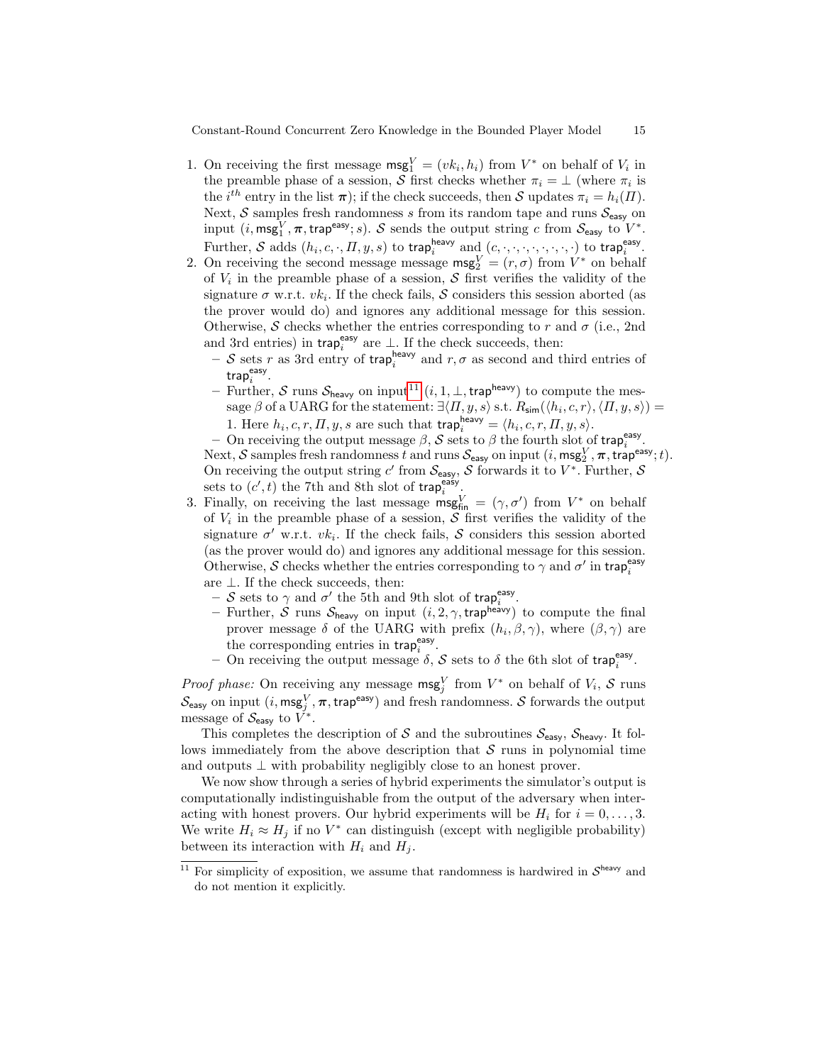1. On receiving the first message $\mathsf{msg}_1^V = (vk_i, h_i)$ from $V^*$ on behalf of $V_i$ in the preamble phase of a session, $\mathcal{S}$ first checks whether $\pi_i = \bot$ (where $\pi_i$ is the $i^{th}$ entry in the list $\boldsymbol{\pi}$); if the check succeeds, then $\mathcal{S}$ updates $\pi_i = h_i(\Pi)$. Next, $\mathcal{S}$ samples fresh randomness $s$ from its random tape and runs $\mathcal{S}_{\mathsf{easy}}$ on input $(i, \mathsf{msg}_1^V, \boldsymbol{\pi}, \mathsf{trap}^{\mathsf{easy}}; s)$. $\mathcal{S}$ sends the output string $c$ from $\mathcal{S}_{\mathsf{easy}}$ to $V^*$. Further, $\mathcal{S}$ adds $(h_i, c, \cdot, \Pi, y, s)$ to $\mathsf{trap}_i^{\mathsf{heavy}}$ and $(c, \cdot, \cdot, \cdot, \cdot, \cdot, \cdot, \cdot, \cdot)$ to $\mathsf{trap}_i^{\mathsf{easy}}$.
2. On receiving the second message message $\mathsf{msg}_2^V = (r, \sigma)$ from $V^*$ on behalf of $V_i$ in the preamble phase of a session, $\mathcal{S}$ first verifies the validity of the signature $\sigma$ w.r.t. $vk_i$. If the check fails, $\mathcal{S}$ considers this session aborted (as the prover would do) and ignores any additional message for this session. Otherwise, $\mathcal{S}$ checks whether the entries corresponding to $r$ and $\sigma$ (i.e., 2nd and 3rd entries) in $\mathsf{trap}_i^{\mathsf{easy}}$ are $\bot$. If the check succeeds, then:
   - $\mathcal{S}$ sets $r$ as 3rd entry of $\mathsf{trap}_i^{\mathsf{heavy}}$ and $r, \sigma$ as second and third entries of $\mathsf{trap}_i^{\mathsf{easy}}$.
   - Further, $\mathcal{S}$ runs $\mathcal{S}_{\mathsf{heavy}}$ on input[11] $(i, 1, \bot, \mathsf{trap}^{\mathsf{heavy}})$ to compute the message $\beta$ of a UARG for the statement: $\exists \langle \Pi, y, s \rangle$ s.t. $R_{\mathsf{sim}}(\langle h_i, c, r \rangle, \langle \Pi, y, s \rangle) = 1$. Here $h_i, c, r, \Pi, y, s$ are such that $\mathsf{trap}_i^{\mathsf{heavy}} = \langle h_i, c, r, \Pi, y, s \rangle$.
   - On receiving the output message $\beta$, $\mathcal{S}$ sets to $\beta$ the fourth slot of $\mathsf{trap}_i^{\mathsf{easy}}$.

   Next, $\mathcal{S}$ samples fresh randomness $t$ and runs $\mathcal{S}_{\mathsf{easy}}$ on input $(i, \mathsf{msg}_2^V, \boldsymbol{\pi}, \mathsf{trap}^{\mathsf{easy}}; t)$. On receiving the output string $c'$ from $\mathcal{S}_{\mathsf{easy}}$, $\mathcal{S}$ forwards it to $V^*$. Further, $\mathcal{S}$ sets to $(c', t)$ the 7th and 8th slot of $\mathsf{trap}_i^{\mathsf{easy}}$.
3. Finally, on receiving the last message $\mathsf{msg}_{\mathsf{fin}}^V = (\gamma, \sigma')$ from $V^*$ on behalf of $V_i$ in the preamble phase of a session, $\mathcal{S}$ first verifies the validity of the signature $\sigma'$ w.r.t. $vk_i$. If the check fails, $\mathcal{S}$ considers this session aborted (as the prover would do) and ignores any additional message for this session. Otherwise, $\mathcal{S}$ checks whether the entries corresponding to $\gamma$ and $\sigma'$ in $\mathsf{trap}_i^{\mathsf{easy}}$ are $\bot$. If the check succeeds, then:
   - $\mathcal{S}$ sets to $\gamma$ and $\sigma'$ the 5th and 9th slot of $\mathsf{trap}_i^{\mathsf{easy}}$.
   - Further, $\mathcal{S}$ runs $\mathcal{S}_{\mathsf{heavy}}$ on input $(i, 2, \gamma, \mathsf{trap}^{\mathsf{heavy}})$ to compute the final prover message $\delta$ of the UARG with prefix $(h_i, \beta, \gamma)$, where $(\beta, \gamma)$ are the corresponding entries in $\mathsf{trap}_i^{\mathsf{easy}}$.
   - On receiving the output message $\delta$, $\mathcal{S}$ sets to $\delta$ the 6th slot of $\mathsf{trap}_i^{\mathsf{easy}}$.

*Proof phase:* On receiving any message $\mathsf{msg}_j^V$ from $V^*$ on behalf of $V_i$, $\mathcal{S}$ runs $\mathcal{S}_{\mathsf{easy}}$ on input $(i, \mathsf{msg}_j^V, \boldsymbol{\pi}, \mathsf{trap}^{\mathsf{easy}})$ and fresh randomness. $\mathcal{S}$ forwards the output message of $\mathcal{S}_{\mathsf{easy}}$ to $V^*$.

This completes the description of $\mathcal{S}$ and the subroutines $\mathcal{S}_{\mathsf{easy}}, \mathcal{S}_{\mathsf{heavy}}$. It follows immediately from the above description that $\mathcal{S}$ runs in polynomial time and outputs $\bot$ with probability negligibly close to an honest prover.

We now show through a series of hybrid experiments the simulator's output is computationally indistinguishable from the output of the adversary when interacting with honest provers. Our hybrid experiments will be $H_i$ for $i = 0, \ldots, 3$. We write $H_i \approx H_j$ if no $V^*$ can distinguish (except with negligible probability) between its interaction with $H_i$ and $H_j$.

[11] For simplicity of exposition, we assume that randomness is hardwired in $\mathcal{S}^{\mathsf{heavy}}$ and do not mention it explicitly.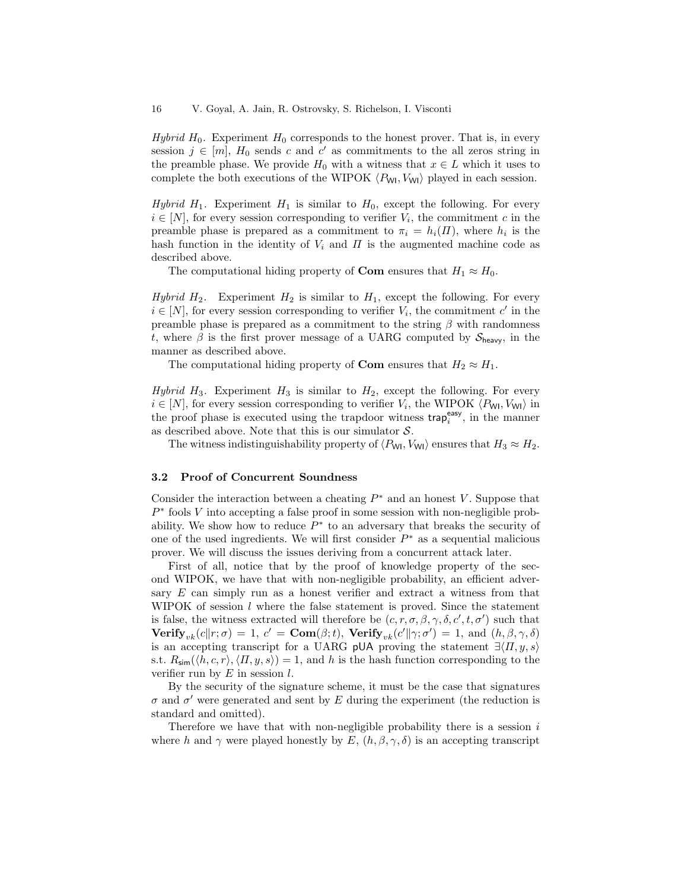*Hybrid $H_0$.* Experiment $H_0$ corresponds to the honest prover. That is, in every session $j \in [m]$, $H_0$ sends $c$ and $c'$ as commitments to the all zeros string in the preamble phase. We provide $H_0$ with a witness that $x \in L$ which it uses to complete the both executions of the WIPOK $\langle P_{\mathsf{WI}}, V_{\mathsf{WI}} \rangle$ played in each session.

*Hybrid $H_1$.* Experiment $H_1$ is similar to $H_0$, except the following. For every $i \in [N]$, for every session corresponding to verifier $V_i$, the commitment $c$ in the preamble phase is prepared as a commitment to $\pi_i = h_i(\Pi)$, where $h_i$ is the hash function in the identity of $V_i$ and $\Pi$ is the augmented machine code as described above.

The computational hiding property of **Com** ensures that $H_1 \approx H_0$.

*Hybrid $H_2$.* Experiment $H_2$ is similar to $H_1$, except the following. For every $i \in [N]$, for every session corresponding to verifier $V_i$, the commitment $c'$ in the preamble phase is prepared as a commitment to the string $\beta$ with randomness $t$, where $\beta$ is the first prover message of a UARG computed by $\mathcal{S}_{\mathsf{heavy}}$, in the manner as described above.

The computational hiding property of **Com** ensures that $H_2 \approx H_1$.

*Hybrid $H_3$.* Experiment $H_3$ is similar to $H_2$, except the following. For every $i \in [N]$, for every session corresponding to verifier $V_i$, the WIPOK $\langle P_{\mathsf{WI}}, V_{\mathsf{WI}} \rangle$ in the proof phase is executed using the trapdoor witness $\mathsf{trap}_i^{\mathsf{easy}}$, in the manner as described above. Note that this is our simulator $\mathcal{S}$.

The witness indistinguishability property of $\langle P_{\mathsf{WI}}, V_{\mathsf{WI}} \rangle$ ensures that $H_3 \approx H_2$.

### 3.2 Proof of Concurrent Soundness

Consider the interaction between a cheating $P^*$ and an honest $V$. Suppose that $P^*$ fools $V$ into accepting a false proof in some session with non-negligible probability. We show how to reduce $P^*$ to an adversary that breaks the security of one of the used ingredients. We will first consider $P^*$ as a sequential malicious prover. We will discuss the issues deriving from a concurrent attack later.

First of all, notice that by the proof of knowledge property of the second WIPOK, we have that with non-negligible probability, an efficient adversary $E$ can simply run as a honest verifier and extract a witness from that WIPOK of session $l$ where the false statement is proved. Since the statement is false, the witness extracted will therefore be $(c, r, \sigma, \beta, \gamma, \delta, c', t, \sigma')$ such that $\mathbf{Verify}_{vk}(c\|r; \sigma) = 1$, $c' = \mathbf{Com}(\beta; t)$, $\mathbf{Verify}_{vk}(c'\|\gamma; \sigma') = 1$, and $(h, \beta, \gamma, \delta)$ is an accepting transcript for a UARG $\mathsf{pUA}$ proving the statement $\exists \langle \Pi, y, s \rangle$ s.t. $R_{\mathsf{sim}}(\langle h, c, r \rangle, \langle \Pi, y, s \rangle) = 1$, and $h$ is the hash function corresponding to the verifier run by $E$ in session $l$.

By the security of the signature scheme, it must be the case that signatures $\sigma$ and $\sigma'$ were generated and sent by $E$ during the experiment (the reduction is standard and omitted).

Therefore we have that with non-negligible probability there is a session $i$ where $h$ and $\gamma$ were played honestly by $E$, $(h, \beta, \gamma, \delta)$ is an accepting transcript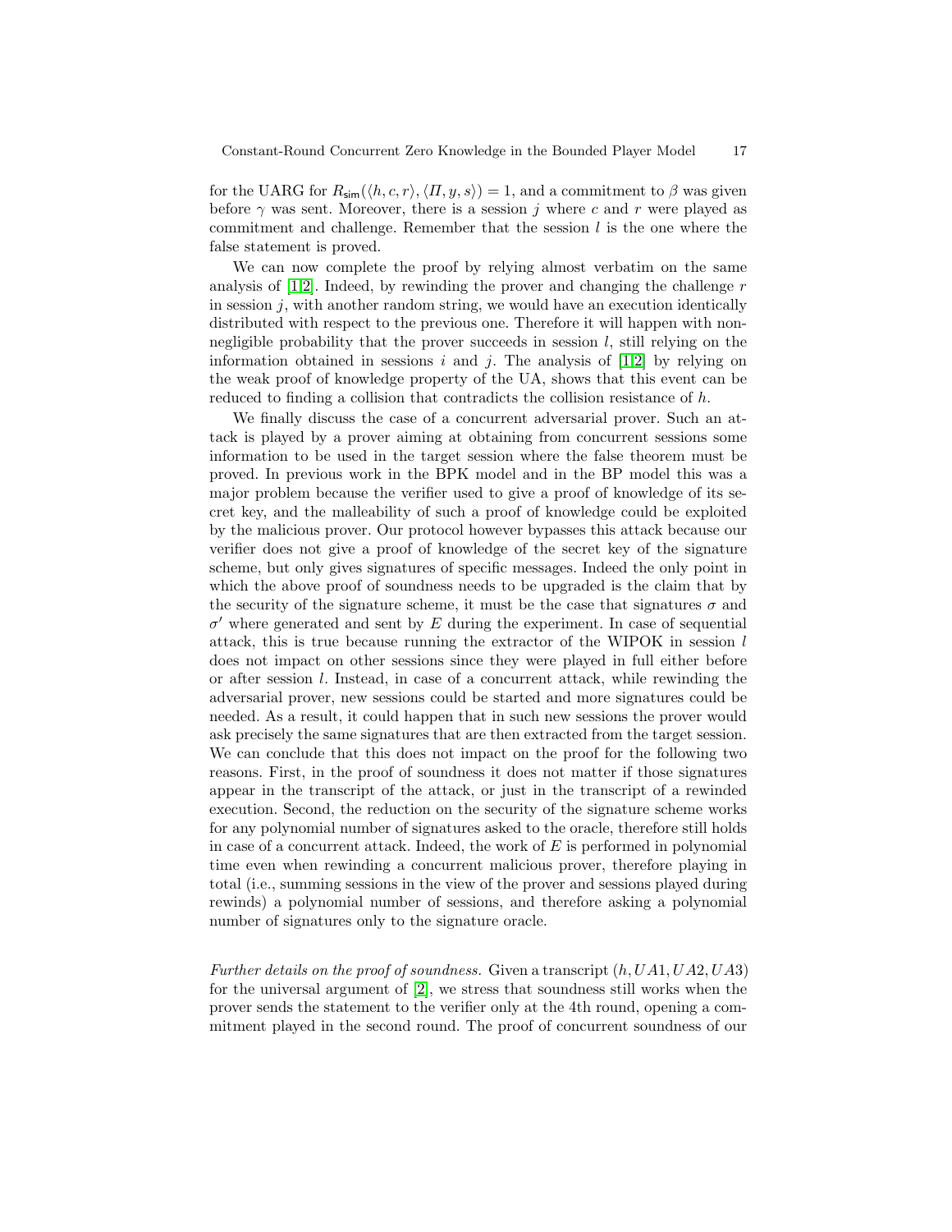for the UARG for $R_{\mathsf{sim}}(\langle h, c, r\rangle, \langle \Pi, y, s\rangle) = 1$, and a commitment to $\beta$ was given before $\gamma$ was sent. Moreover, there is a session $j$ where $c$ and $r$ were played as commitment and challenge. Remember that the session $l$ is the one where the false statement is proved.

We can now complete the proof by relying almost verbatim on the same analysis of [1,2]. Indeed, by rewinding the prover and changing the challenge $r$ in session $j$, with another random string, we would have an execution identically distributed with respect to the previous one. Therefore it will happen with non-negligible probability that the prover succeeds in session $l$, still relying on the information obtained in sessions $i$ and $j$. The analysis of [1,2] by relying on the weak proof of knowledge property of the UA, shows that this event can be reduced to finding a collision that contradicts the collision resistance of $h$.

We finally discuss the case of a concurrent adversarial prover. Such an attack is played by a prover aiming at obtaining from concurrent sessions some information to be used in the target session where the false theorem must be proved. In previous work in the BPK model and in the BP model this was a major problem because the verifier used to give a proof of knowledge of its secret key, and the malleability of such a proof of knowledge could be exploited by the malicious prover. Our protocol however bypasses this attack because our verifier does not give a proof of knowledge of the secret key of the signature scheme, but only gives signatures of specific messages. Indeed the only point in which the above proof of soundness needs to be upgraded is the claim that by the security of the signature scheme, it must be the case that signatures $\sigma$ and $\sigma'$ where generated and sent by $E$ during the experiment. In case of sequential attack, this is true because running the extractor of the WIPOK in session $l$ does not impact on other sessions since they were played in full either before or after session $l$. Instead, in case of a concurrent attack, while rewinding the adversarial prover, new sessions could be started and more signatures could be needed. As a result, it could happen that in such new sessions the prover would ask precisely the same signatures that are then extracted from the target session. We can conclude that this does not impact on the proof for the following two reasons. First, in the proof of soundness it does not matter if those signatures appear in the transcript of the attack, or just in the transcript of a rewinded execution. Second, the reduction on the security of the signature scheme works for any polynomial number of signatures asked to the oracle, therefore still holds in case of a concurrent attack. Indeed, the work of $E$ is performed in polynomial time even when rewinding a concurrent malicious prover, therefore playing in total (i.e., summing sessions in the view of the prover and sessions played during rewinds) a polynomial number of sessions, and therefore asking a polynomial number of signatures only to the signature oracle.

*Further details on the proof of soundness.* Given a transcript $(h, UA1, UA2, UA3)$ for the universal argument of [2], we stress that soundness still works when the prover sends the statement to the verifier only at the 4th round, opening a commitment played in the second round. The proof of concurrent soundness of our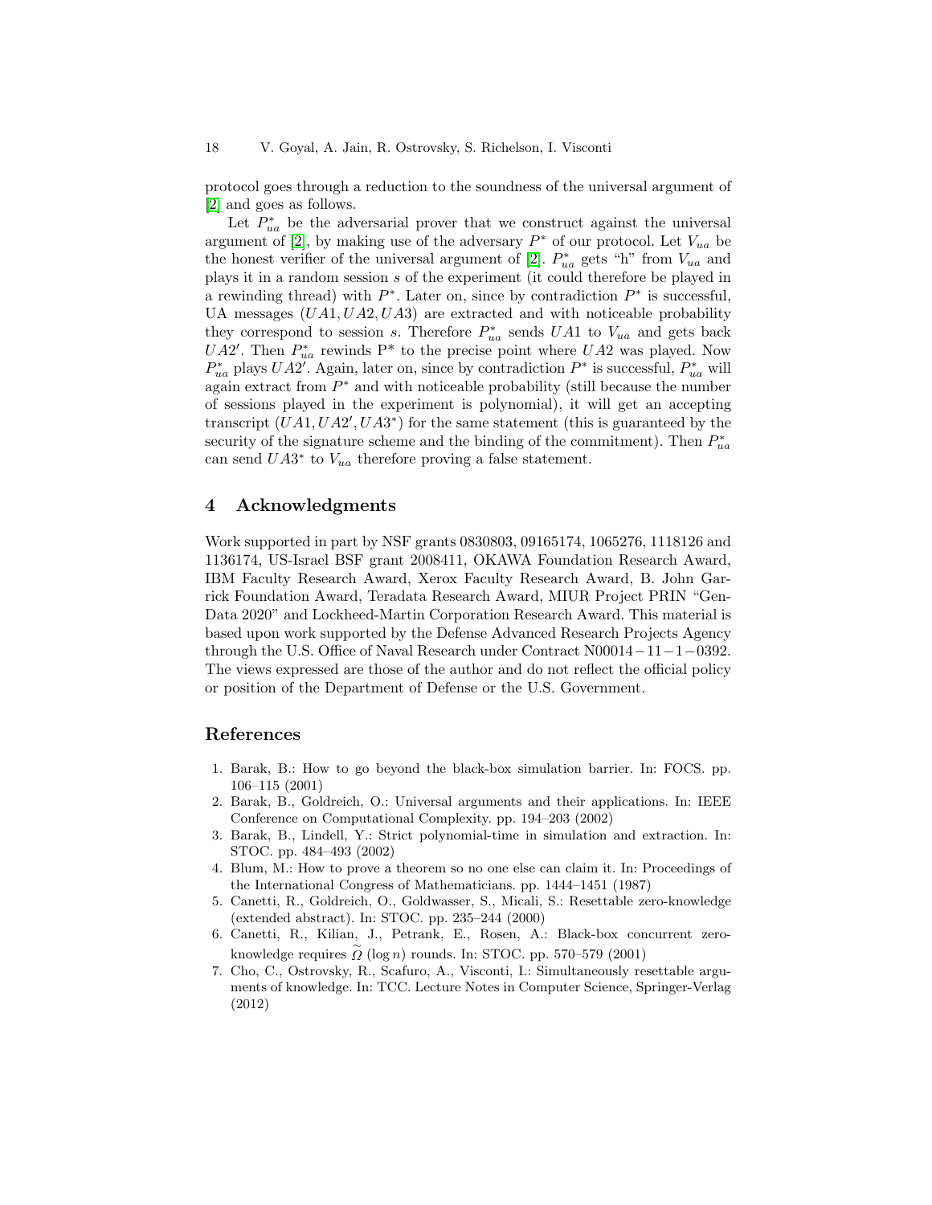protocol goes through a reduction to the soundness of the universal argument of [2] and goes as follows.

Let $P^*_{ua}$ be the adversarial prover that we construct against the universal argument of [2], by making use of the adversary $P^*$ of our protocol. Let $V_{ua}$ be the honest verifier of the universal argument of [2]. $P^*_{ua}$ gets "h" from $V_{ua}$ and plays it in a random session $s$ of the experiment (it could therefore be played in a rewinding thread) with $P^*$. Later on, since by contradiction $P^*$ is successful, UA messages $(UA1, UA2, UA3)$ are extracted and with noticeable probability they correspond to session $s$. Therefore $P^*_{ua}$ sends $UA1$ to $V_{ua}$ and gets back $UA2'$. Then $P^*_{ua}$ rewinds P* to the precise point where $UA2$ was played. Now $P^*_{ua}$ plays $UA2'$. Again, later on, since by contradiction $P^*$ is successful, $P^*_{ua}$ will again extract from $P^*$ and with noticeable probability (still because the number of sessions played in the experiment is polynomial), it will get an accepting transcript $(UA1, UA2', UA3^*)$ for the same statement (this is guaranteed by the security of the signature scheme and the binding of the commitment). Then $P^*_{ua}$ can send $UA3^*$ to $V_{ua}$ therefore proving a false statement.

## 4 Acknowledgments

Work supported in part by NSF grants 0830803, 09165174, 1065276, 1118126 and 1136174, US-Israel BSF grant 2008411, OKAWA Foundation Research Award, IBM Faculty Research Award, Xerox Faculty Research Award, B. John Garrick Foundation Award, Teradata Research Award, MIUR Project PRIN "GenData 2020" and Lockheed-Martin Corporation Research Award. This material is based upon work supported by the Defense Advanced Research Projects Agency through the U.S. Office of Naval Research under Contract N00014−11−1−0392. The views expressed are those of the author and do not reflect the official policy or position of the Department of Defense or the U.S. Government.

## References

1. Barak, B.: How to go beyond the black-box simulation barrier. In: FOCS. pp. 106–115 (2001)
2. Barak, B., Goldreich, O.: Universal arguments and their applications. In: IEEE Conference on Computational Complexity. pp. 194–203 (2002)
3. Barak, B., Lindell, Y.: Strict polynomial-time in simulation and extraction. In: STOC. pp. 484–493 (2002)
4. Blum, M.: How to prove a theorem so no one else can claim it. In: Proceedings of the International Congress of Mathematicians. pp. 1444–1451 (1987)
5. Canetti, R., Goldreich, O., Goldwasser, S., Micali, S.: Resettable zero-knowledge (extended abstract). In: STOC. pp. 235–244 (2000)
6. Canetti, R., Kilian, J., Petrank, E., Rosen, A.: Black-box concurrent zero-knowledge requires $\tilde{\Omega}(\log n)$ rounds. In: STOC. pp. 570–579 (2001)
7. Cho, C., Ostrovsky, R., Scafuro, A., Visconti, I.: Simultaneously resettable arguments of knowledge. In: TCC. Lecture Notes in Computer Science, Springer-Verlag (2012)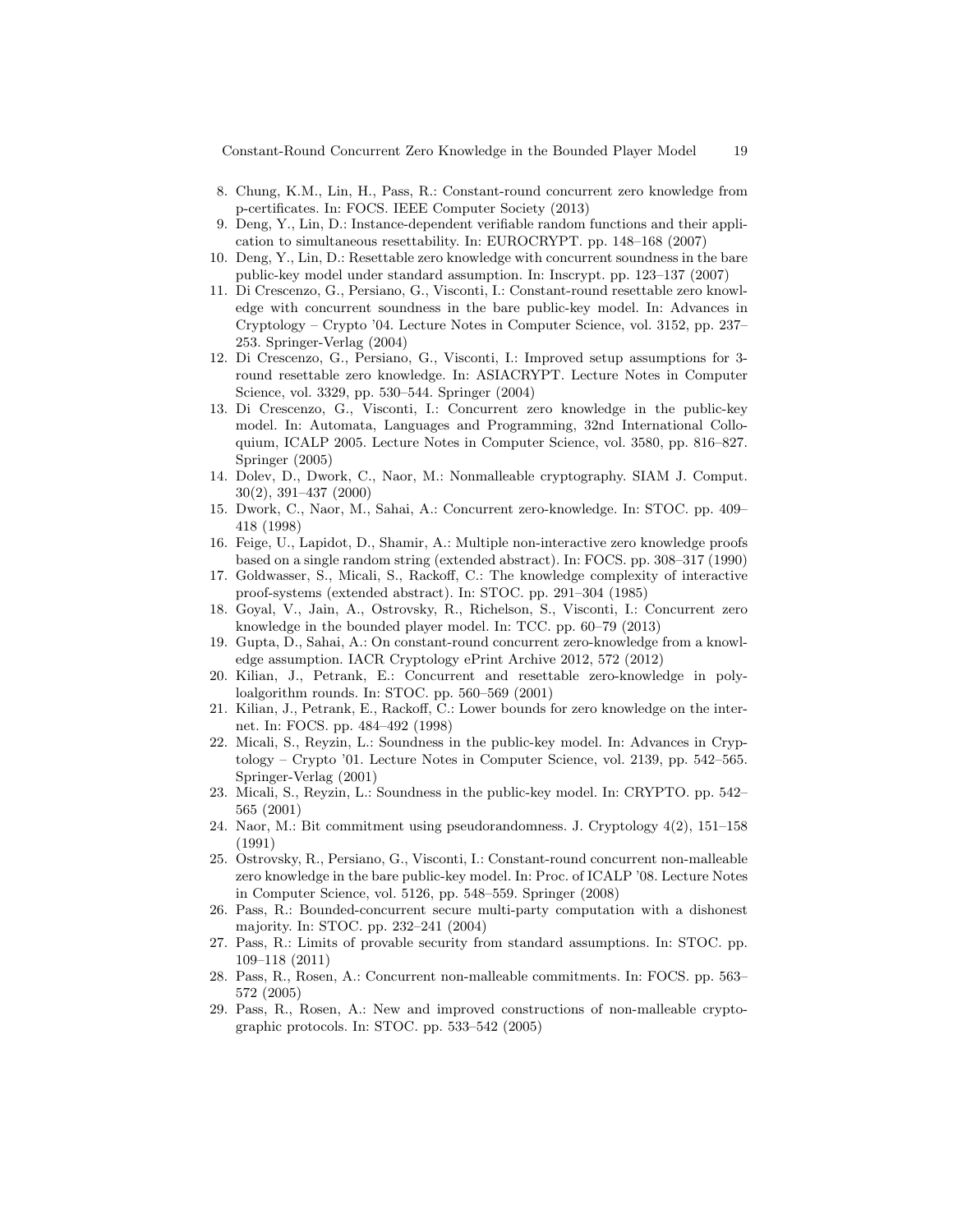8. Chung, K.M., Lin, H., Pass, R.: Constant-round concurrent zero knowledge from p-certificates. In: FOCS. IEEE Computer Society (2013)
9. Deng, Y., Lin, D.: Instance-dependent verifiable random functions and their application to simultaneous resettability. In: EUROCRYPT. pp. 148–168 (2007)
10. Deng, Y., Lin, D.: Resettable zero knowledge with concurrent soundness in the bare public-key model under standard assumption. In: Inscrypt. pp. 123–137 (2007)
11. Di Crescenzo, G., Persiano, G., Visconti, I.: Constant-round resettable zero knowledge with concurrent soundness in the bare public-key model. In: Advances in Cryptology – Crypto '04. Lecture Notes in Computer Science, vol. 3152, pp. 237–253. Springer-Verlag (2004)
12. Di Crescenzo, G., Persiano, G., Visconti, I.: Improved setup assumptions for 3-round resettable zero knowledge. In: ASIACRYPT. Lecture Notes in Computer Science, vol. 3329, pp. 530–544. Springer (2004)
13. Di Crescenzo, G., Visconti, I.: Concurrent zero knowledge in the public-key model. In: Automata, Languages and Programming, 32nd International Colloquium, ICALP 2005. Lecture Notes in Computer Science, vol. 3580, pp. 816–827. Springer (2005)
14. Dolev, D., Dwork, C., Naor, M.: Nonmalleable cryptography. SIAM J. Comput. 30(2), 391–437 (2000)
15. Dwork, C., Naor, M., Sahai, A.: Concurrent zero-knowledge. In: STOC. pp. 409–418 (1998)
16. Feige, U., Lapidot, D., Shamir, A.: Multiple non-interactive zero knowledge proofs based on a single random string (extended abstract). In: FOCS. pp. 308–317 (1990)
17. Goldwasser, S., Micali, S., Rackoff, C.: The knowledge complexity of interactive proof-systems (extended abstract). In: STOC. pp. 291–304 (1985)
18. Goyal, V., Jain, A., Ostrovsky, R., Richelson, S., Visconti, I.: Concurrent zero knowledge in the bounded player model. In: TCC. pp. 60–79 (2013)
19. Gupta, D., Sahai, A.: On constant-round concurrent zero-knowledge from a knowledge assumption. IACR Cryptology ePrint Archive 2012, 572 (2012)
20. Kilian, J., Petrank, E.: Concurrent and resettable zero-knowledge in poly-loalgorithm rounds. In: STOC. pp. 560–569 (2001)
21. Kilian, J., Petrank, E., Rackoff, C.: Lower bounds for zero knowledge on the internet. In: FOCS. pp. 484–492 (1998)
22. Micali, S., Reyzin, L.: Soundness in the public-key model. In: Advances in Cryptology – Crypto '01. Lecture Notes in Computer Science, vol. 2139, pp. 542–565. Springer-Verlag (2001)
23. Micali, S., Reyzin, L.: Soundness in the public-key model. In: CRYPTO. pp. 542–565 (2001)
24. Naor, M.: Bit commitment using pseudorandomness. J. Cryptology 4(2), 151–158 (1991)
25. Ostrovsky, R., Persiano, G., Visconti, I.: Constant-round concurrent non-malleable zero knowledge in the bare public-key model. In: Proc. of ICALP '08. Lecture Notes in Computer Science, vol. 5126, pp. 548–559. Springer (2008)
26. Pass, R.: Bounded-concurrent secure multi-party computation with a dishonest majority. In: STOC. pp. 232–241 (2004)
27. Pass, R.: Limits of provable security from standard assumptions. In: STOC. pp. 109–118 (2011)
28. Pass, R., Rosen, A.: Concurrent non-malleable commitments. In: FOCS. pp. 563–572 (2005)
29. Pass, R., Rosen, A.: New and improved constructions of non-malleable cryptographic protocols. In: STOC. pp. 533–542 (2005)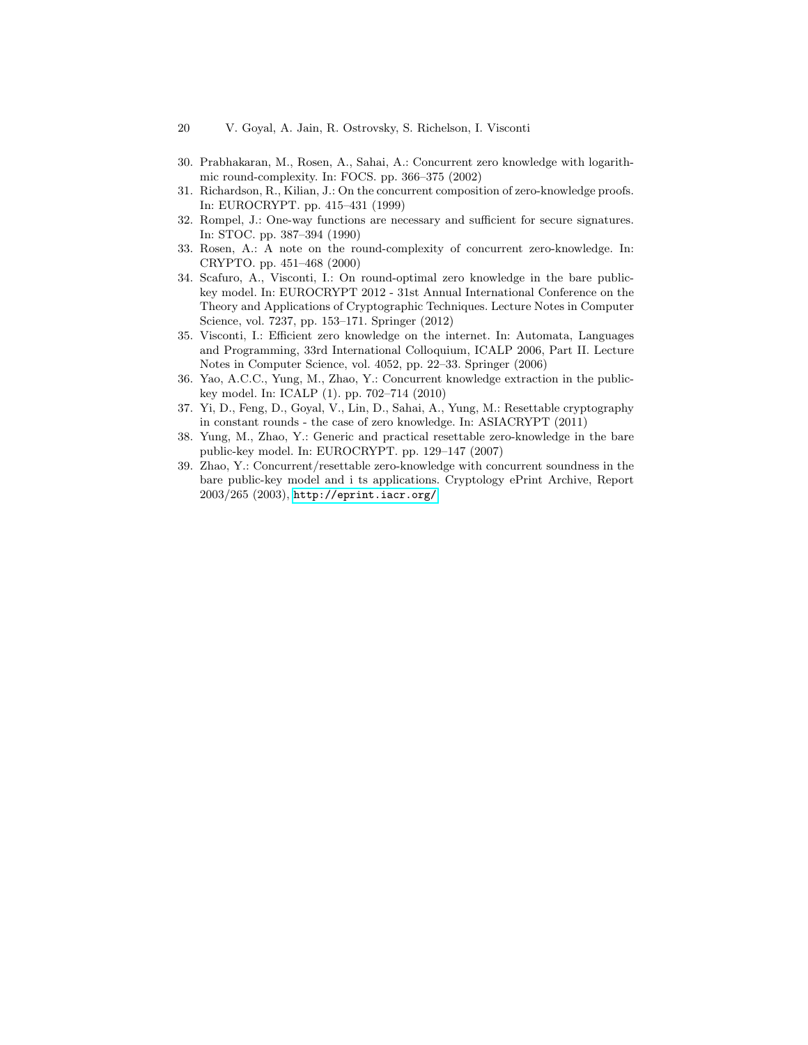30. Prabhakaran, M., Rosen, A., Sahai, A.: Concurrent zero knowledge with logarithmic round-complexity. In: FOCS. pp. 366–375 (2002)
31. Richardson, R., Kilian, J.: On the concurrent composition of zero-knowledge proofs. In: EUROCRYPT. pp. 415–431 (1999)
32. Rompel, J.: One-way functions are necessary and sufficient for secure signatures. In: STOC. pp. 387–394 (1990)
33. Rosen, A.: A note on the round-complexity of concurrent zero-knowledge. In: CRYPTO. pp. 451–468 (2000)
34. Scafuro, A., Visconti, I.: On round-optimal zero knowledge in the bare public-key model. In: EUROCRYPT 2012 - 31st Annual International Conference on the Theory and Applications of Cryptographic Techniques. Lecture Notes in Computer Science, vol. 7237, pp. 153–171. Springer (2012)
35. Visconti, I.: Efficient zero knowledge on the internet. In: Automata, Languages and Programming, 33rd International Colloquium, ICALP 2006, Part II. Lecture Notes in Computer Science, vol. 4052, pp. 22–33. Springer (2006)
36. Yao, A.C.C., Yung, M., Zhao, Y.: Concurrent knowledge extraction in the public-key model. In: ICALP (1). pp. 702–714 (2010)
37. Yi, D., Feng, D., Goyal, V., Lin, D., Sahai, A., Yung, M.: Resettable cryptography in constant rounds - the case of zero knowledge. In: ASIACRYPT (2011)
38. Yung, M., Zhao, Y.: Generic and practical resettable zero-knowledge in the bare public-key model. In: EUROCRYPT. pp. 129–147 (2007)
39. Zhao, Y.: Concurrent/resettable zero-knowledge with concurrent soundness in the bare public-key model and i ts applications. Cryptology ePrint Archive, Report 2003/265 (2003), http://eprint.iacr.org/